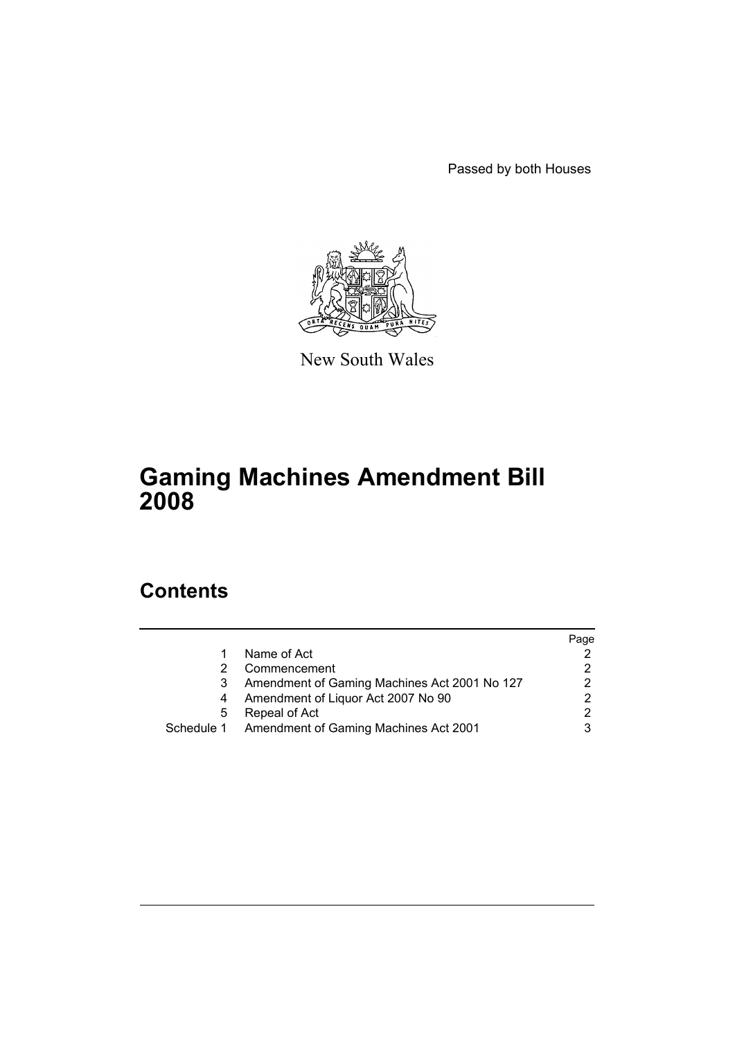Passed by both Houses

New South Wales

# Gaming Machines Amendment Bill 2008

## Contents

| | | Page |
|---|---|---|
| 1 | Name of Act | 2 |
| 2 | Commencement | 2 |
| 3 | Amendment of Gaming Machines Act 2001 No 127 | 2 |
| 4 | Amendment of Liquor Act 2007 No 90 | 2 |
| 5 | Repeal of Act | 2 |
| Schedule 1 | Amendment of Gaming Machines Act 2001 | 3 |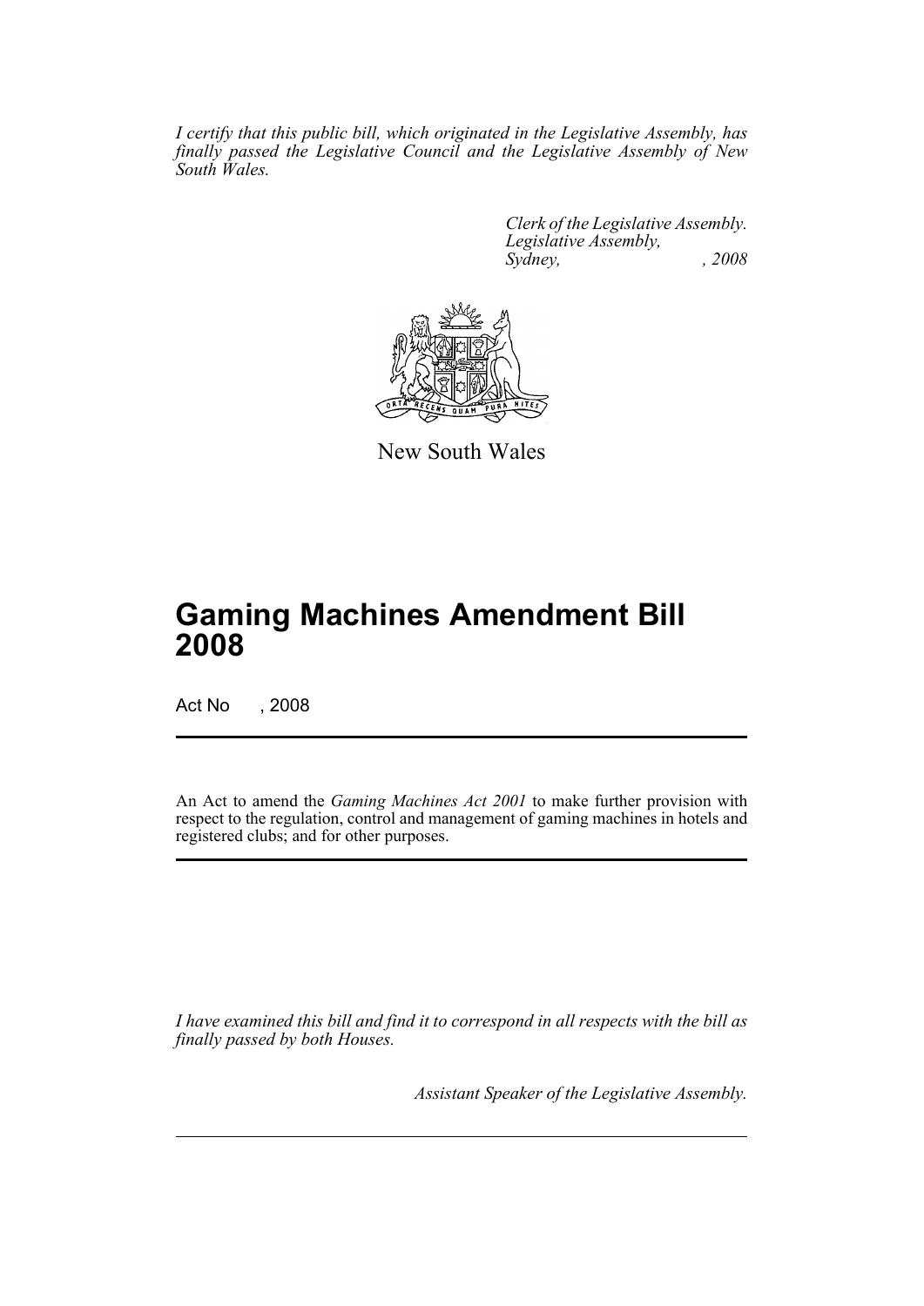*I certify that this public bill, which originated in the Legislative Assembly, has finally passed the Legislative Council and the Legislative Assembly of New South Wales.*

*Clerk of the Legislative Assembly.*
*Legislative Assembly,*
*Sydney, , 2008*

New South Wales

# Gaming Machines Amendment Bill 2008

Act No , 2008

An Act to amend the *Gaming Machines Act 2001* to make further provision with respect to the regulation, control and management of gaming machines in hotels and registered clubs; and for other purposes.

*I have examined this bill and find it to correspond in all respects with the bill as finally passed by both Houses.*

*Assistant Speaker of the Legislative Assembly.*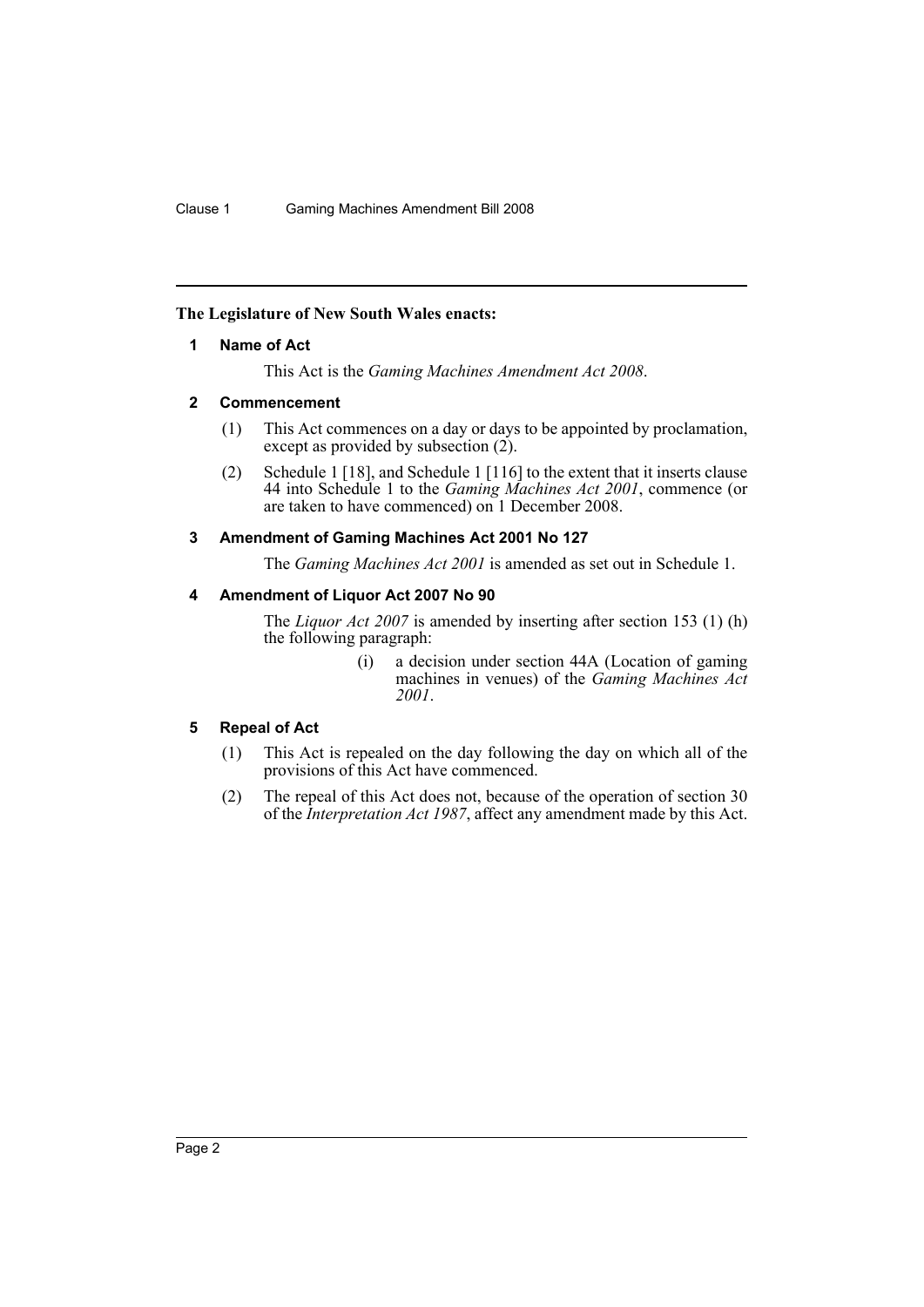**The Legislature of New South Wales enacts:**

### 1 Name of Act

This Act is the *Gaming Machines Amendment Act 2008*.

### 2 Commencement

(1) This Act commences on a day or days to be appointed by proclamation, except as provided by subsection (2).

(2) Schedule 1 [18], and Schedule 1 [116] to the extent that it inserts clause 44 into Schedule 1 to the *Gaming Machines Act 2001*, commence (or are taken to have commenced) on 1 December 2008.

### 3 Amendment of Gaming Machines Act 2001 No 127

The *Gaming Machines Act 2001* is amended as set out in Schedule 1.

### 4 Amendment of Liquor Act 2007 No 90

The *Liquor Act 2007* is amended by inserting after section 153 (1) (h) the following paragraph:

> (i) a decision under section 44A (Location of gaming machines in venues) of the *Gaming Machines Act 2001*.

### 5 Repeal of Act

(1) This Act is repealed on the day following the day on which all of the provisions of this Act have commenced.

(2) The repeal of this Act does not, because of the operation of section 30 of the *Interpretation Act 1987*, affect any amendment made by this Act.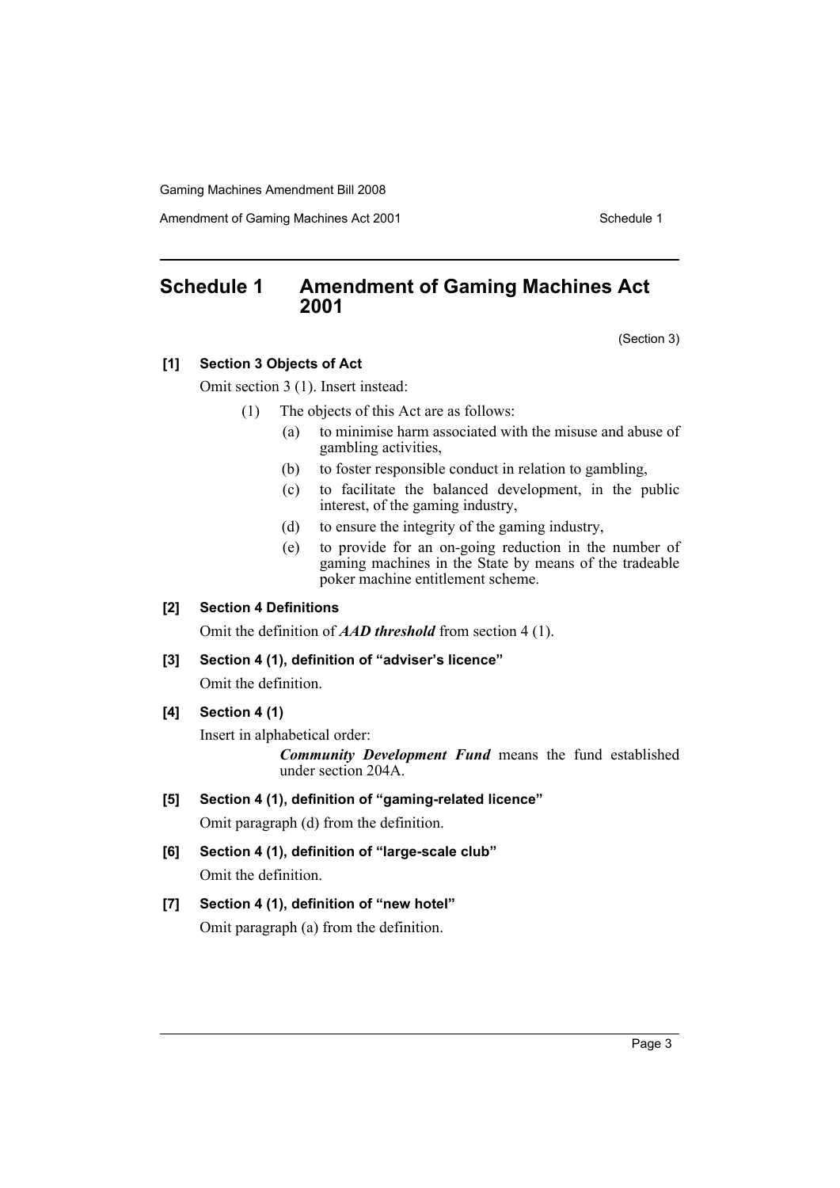## Schedule 1 Amendment of Gaming Machines Act 2001

(Section 3)

**[1] Section 3 Objects of Act**

Omit section 3 (1). Insert instead:

(1) The objects of this Act are as follows:

(a) to minimise harm associated with the misuse and abuse of gambling activities,

(b) to foster responsible conduct in relation to gambling,

(c) to facilitate the balanced development, in the public interest, of the gaming industry,

(d) to ensure the integrity of the gaming industry,

(e) to provide for an on-going reduction in the number of gaming machines in the State by means of the tradeable poker machine entitlement scheme.

**[2] Section 4 Definitions**

Omit the definition of ***AAD threshold*** from section 4 (1).

**[3] Section 4 (1), definition of "adviser's licence"**

Omit the definition.

**[4] Section 4 (1)**

Insert in alphabetical order:

***Community Development Fund*** means the fund established under section 204A.

**[5] Section 4 (1), definition of "gaming-related licence"**

Omit paragraph (d) from the definition.

**[6] Section 4 (1), definition of "large-scale club"**

Omit the definition.

**[7] Section 4 (1), definition of "new hotel"**

Omit paragraph (a) from the definition.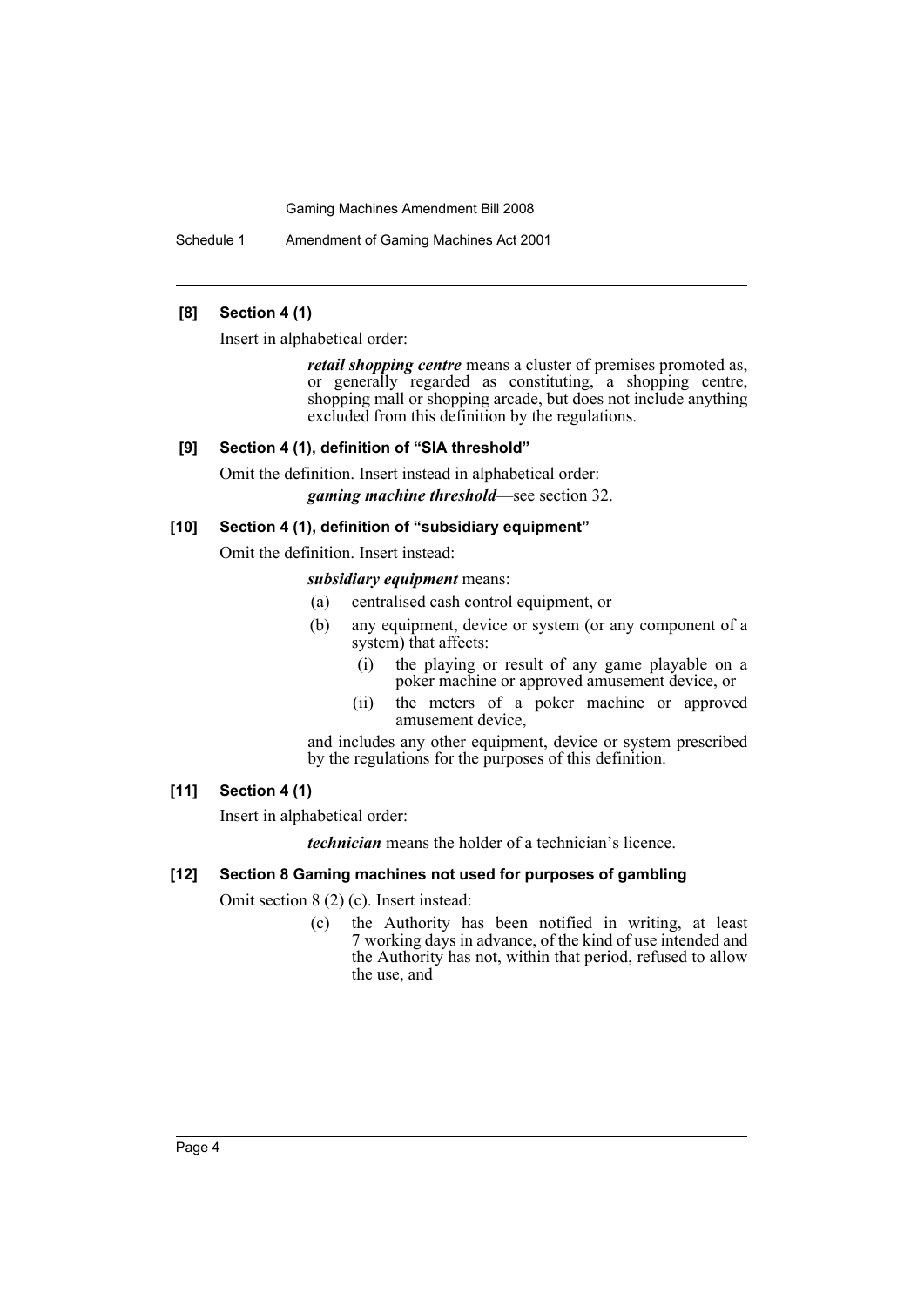**[8] Section 4 (1)**

Insert in alphabetical order:

> ***retail shopping centre*** means a cluster of premises promoted as, or generally regarded as constituting, a shopping centre, shopping mall or shopping arcade, but does not include anything excluded from this definition by the regulations.

**[9] Section 4 (1), definition of "SIA threshold"**

Omit the definition. Insert instead in alphabetical order:

> ***gaming machine threshold***—see section 32.

**[10] Section 4 (1), definition of "subsidiary equipment"**

Omit the definition. Insert instead:

> ***subsidiary equipment*** means:
>
> (a) centralised cash control equipment, or
>
> (b) any equipment, device or system (or any component of a system) that affects:
>
> (i) the playing or result of any game playable on a poker machine or approved amusement device, or
>
> (ii) the meters of a poker machine or approved amusement device,
>
> and includes any other equipment, device or system prescribed by the regulations for the purposes of this definition.

**[11] Section 4 (1)**

Insert in alphabetical order:

> ***technician*** means the holder of a technician's licence.

**[12] Section 8 Gaming machines not used for purposes of gambling**

Omit section 8 (2) (c). Insert instead:

> (c) the Authority has been notified in writing, at least 7 working days in advance, of the kind of use intended and the Authority has not, within that period, refused to allow the use, and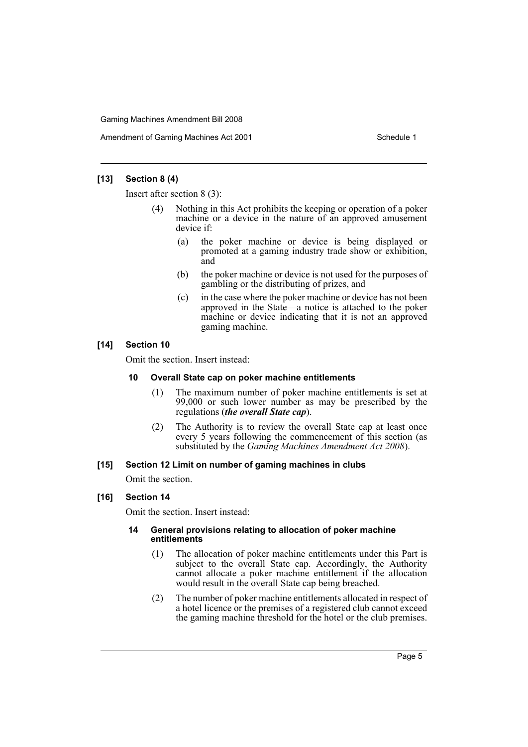### [13] Section 8 (4)

Insert after section 8 (3):

(4) Nothing in this Act prohibits the keeping or operation of a poker machine or a device in the nature of an approved amusement device if:

(a) the poker machine or device is being displayed or promoted at a gaming industry trade show or exhibition, and

(b) the poker machine or device is not used for the purposes of gambling or the distributing of prizes, and

(c) in the case where the poker machine or device has not been approved in the State—a notice is attached to the poker machine or device indicating that it is not an approved gaming machine.

### [14] Section 10

Omit the section. Insert instead:

#### 10 Overall State cap on poker machine entitlements

(1) The maximum number of poker machine entitlements is set at 99,000 or such lower number as may be prescribed by the regulations (***the overall State cap***).

(2) The Authority is to review the overall State cap at least once every 5 years following the commencement of this section (as substituted by the *Gaming Machines Amendment Act 2008*).

### [15] Section 12 Limit on number of gaming machines in clubs

Omit the section.

### [16] Section 14

Omit the section. Insert instead:

#### 14 General provisions relating to allocation of poker machine entitlements

(1) The allocation of poker machine entitlements under this Part is subject to the overall State cap. Accordingly, the Authority cannot allocate a poker machine entitlement if the allocation would result in the overall State cap being breached.

(2) The number of poker machine entitlements allocated in respect of a hotel licence or the premises of a registered club cannot exceed the gaming machine threshold for the hotel or the club premises.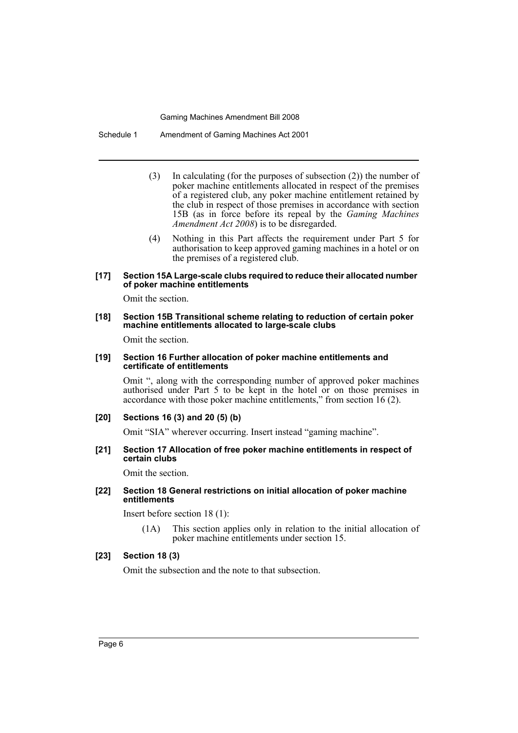(3) In calculating (for the purposes of subsection (2)) the number of poker machine entitlements allocated in respect of the premises of a registered club, any poker machine entitlement retained by the club in respect of those premises in accordance with section 15B (as in force before its repeal by the *Gaming Machines Amendment Act 2008*) is to be disregarded.

(4) Nothing in this Part affects the requirement under Part 5 for authorisation to keep approved gaming machines in a hotel or on the premises of a registered club.

**[17] Section 15A Large-scale clubs required to reduce their allocated number of poker machine entitlements**

Omit the section.

**[18] Section 15B Transitional scheme relating to reduction of certain poker machine entitlements allocated to large-scale clubs**

Omit the section.

**[19] Section 16 Further allocation of poker machine entitlements and certificate of entitlements**

Omit ", along with the corresponding number of approved poker machines authorised under Part 5 to be kept in the hotel or on those premises in accordance with those poker machine entitlements," from section 16 (2).

**[20] Sections 16 (3) and 20 (5) (b)**

Omit "SIA" wherever occurring. Insert instead "gaming machine".

**[21] Section 17 Allocation of free poker machine entitlements in respect of certain clubs**

Omit the section.

**[22] Section 18 General restrictions on initial allocation of poker machine entitlements**

Insert before section 18 (1):

(1A) This section applies only in relation to the initial allocation of poker machine entitlements under section 15.

**[23] Section 18 (3)**

Omit the subsection and the note to that subsection.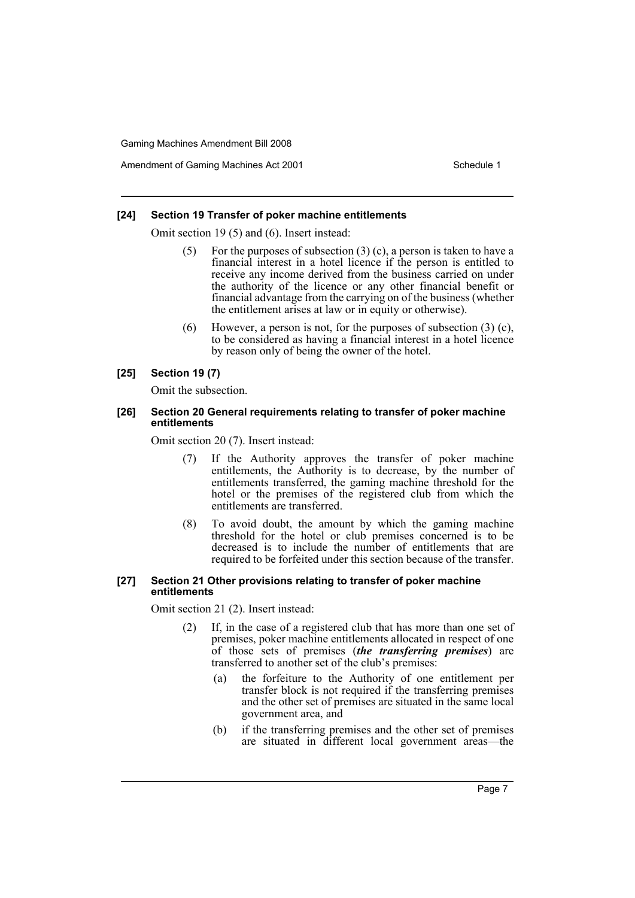**[24] Section 19 Transfer of poker machine entitlements**

Omit section 19 (5) and (6). Insert instead:

> (5) For the purposes of subsection (3) (c), a person is taken to have a financial interest in a hotel licence if the person is entitled to receive any income derived from the business carried on under the authority of the licence or any other financial benefit or financial advantage from the carrying on of the business (whether the entitlement arises at law or in equity or otherwise).
>
> (6) However, a person is not, for the purposes of subsection (3) (c), to be considered as having a financial interest in a hotel licence by reason only of being the owner of the hotel.

**[25] Section 19 (7)**

Omit the subsection.

**[26] Section 20 General requirements relating to transfer of poker machine entitlements**

Omit section 20 (7). Insert instead:

> (7) If the Authority approves the transfer of poker machine entitlements, the Authority is to decrease, by the number of entitlements transferred, the gaming machine threshold for the hotel or the premises of the registered club from which the entitlements are transferred.
>
> (8) To avoid doubt, the amount by which the gaming machine threshold for the hotel or club premises concerned is to be decreased is to include the number of entitlements that are required to be forfeited under this section because of the transfer.

**[27] Section 21 Other provisions relating to transfer of poker machine entitlements**

Omit section 21 (2). Insert instead:

> (2) If, in the case of a registered club that has more than one set of premises, poker machine entitlements allocated in respect of one of those sets of premises (***the transferring premises***) are transferred to another set of the club's premises:
>
> (a) the forfeiture to the Authority of one entitlement per transfer block is not required if the transferring premises and the other set of premises are situated in the same local government area, and
>
> (b) if the transferring premises and the other set of premises are situated in different local government areas—the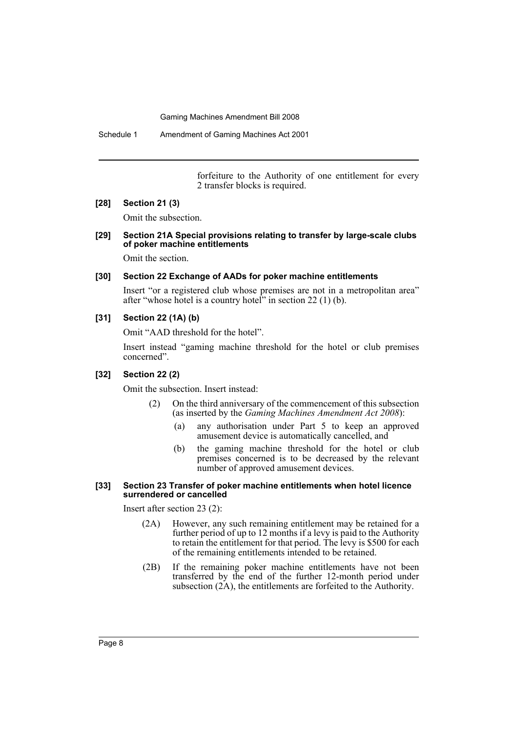forfeiture to the Authority of one entitlement for every 2 transfer blocks is required.

**[28] Section 21 (3)**

Omit the subsection.

**[29] Section 21A Special provisions relating to transfer by large-scale clubs of poker machine entitlements**

Omit the section.

**[30] Section 22 Exchange of AADs for poker machine entitlements**

Insert "or a registered club whose premises are not in a metropolitan area" after "whose hotel is a country hotel" in section 22 (1) (b).

**[31] Section 22 (1A) (b)**

Omit "AAD threshold for the hotel".

Insert instead "gaming machine threshold for the hotel or club premises concerned".

**[32] Section 22 (2)**

Omit the subsection. Insert instead:

(2) On the third anniversary of the commencement of this subsection (as inserted by the *Gaming Machines Amendment Act 2008*):

(a) any authorisation under Part 5 to keep an approved amusement device is automatically cancelled, and

(b) the gaming machine threshold for the hotel or club premises concerned is to be decreased by the relevant number of approved amusement devices.

**[33] Section 23 Transfer of poker machine entitlements when hotel licence surrendered or cancelled**

Insert after section 23 (2):

(2A) However, any such remaining entitlement may be retained for a further period of up to 12 months if a levy is paid to the Authority to retain the entitlement for that period. The levy is $500 for each of the remaining entitlements intended to be retained.

(2B) If the remaining poker machine entitlements have not been transferred by the end of the further 12-month period under subsection (2A), the entitlements are forfeited to the Authority.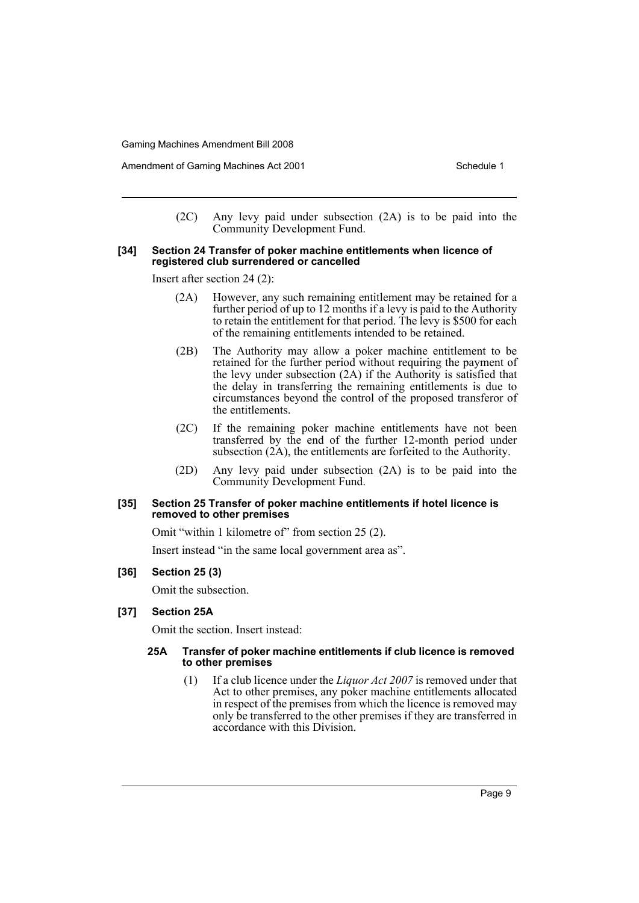(2C) Any levy paid under subsection (2A) is to be paid into the Community Development Fund.

**[34] Section 24 Transfer of poker machine entitlements when licence of registered club surrendered or cancelled**

Insert after section 24 (2):

> (2A) However, any such remaining entitlement may be retained for a further period of up to 12 months if a levy is paid to the Authority to retain the entitlement for that period. The levy is $500 for each of the remaining entitlements intended to be retained.
>
> (2B) The Authority may allow a poker machine entitlement to be retained for the further period without requiring the payment of the levy under subsection (2A) if the Authority is satisfied that the delay in transferring the remaining entitlements is due to circumstances beyond the control of the proposed transferor of the entitlements.
>
> (2C) If the remaining poker machine entitlements have not been transferred by the end of the further 12-month period under subsection (2A), the entitlements are forfeited to the Authority.
>
> (2D) Any levy paid under subsection (2A) is to be paid into the Community Development Fund.

**[35] Section 25 Transfer of poker machine entitlements if hotel licence is removed to other premises**

Omit "within 1 kilometre of" from section 25 (2).

Insert instead "in the same local government area as".

**[36] Section 25 (3)**

Omit the subsection.

**[37] Section 25A**

Omit the section. Insert instead:

> **25A Transfer of poker machine entitlements if club licence is removed to other premises**
>
> (1) If a club licence under the *Liquor Act 2007* is removed under that Act to other premises, any poker machine entitlements allocated in respect of the premises from which the licence is removed may only be transferred to the other premises if they are transferred in accordance with this Division.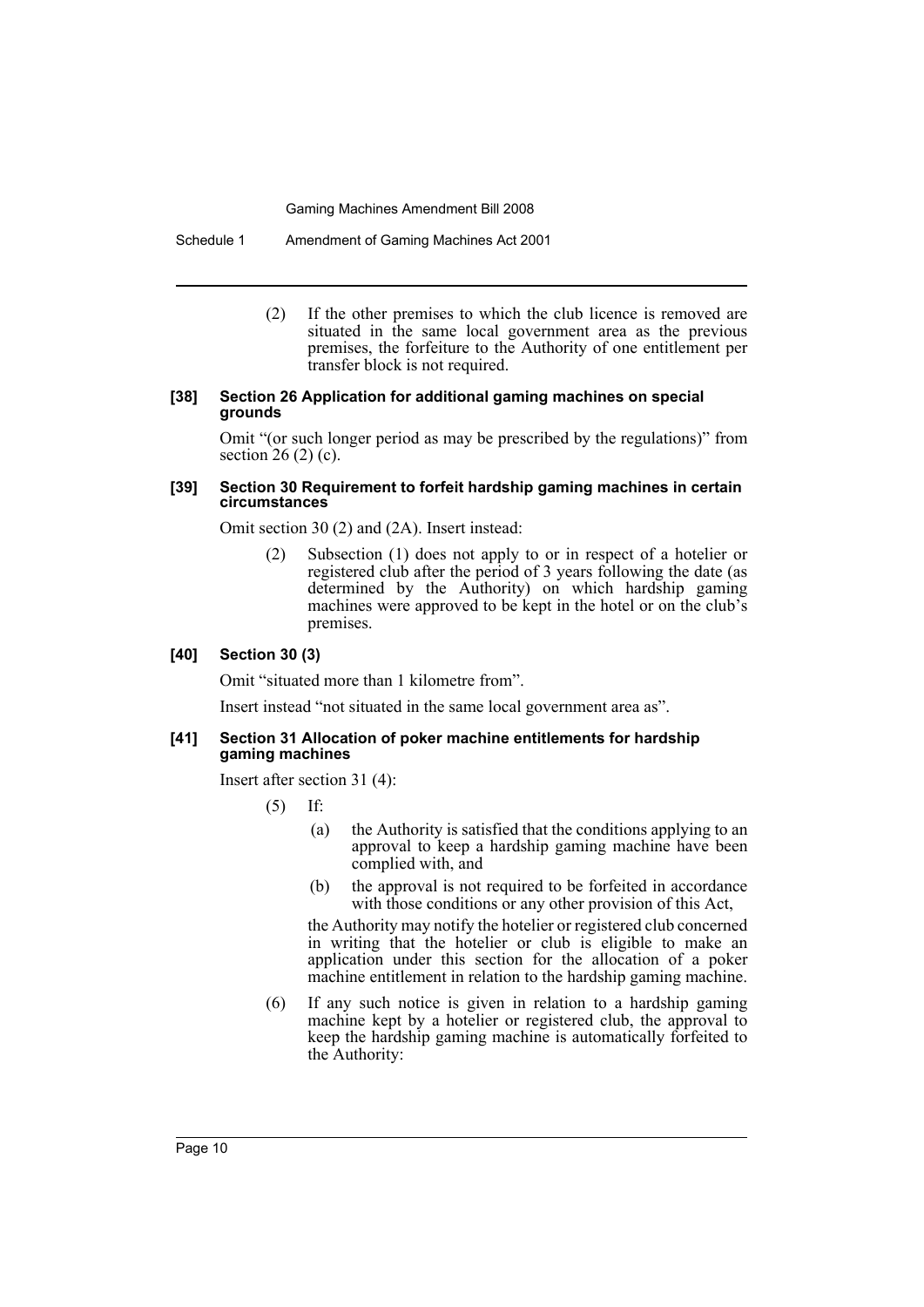(2) If the other premises to which the club licence is removed are situated in the same local government area as the previous premises, the forfeiture to the Authority of one entitlement per transfer block is not required.

#### [38] Section 26 Application for additional gaming machines on special grounds

Omit "(or such longer period as may be prescribed by the regulations)" from section 26 (2) (c).

#### [39] Section 30 Requirement to forfeit hardship gaming machines in certain circumstances

Omit section 30 (2) and (2A). Insert instead:

> (2) Subsection (1) does not apply to or in respect of a hotelier or registered club after the period of 3 years following the date (as determined by the Authority) on which hardship gaming machines were approved to be kept in the hotel or on the club's premises.

#### [40] Section 30 (3)

Omit "situated more than 1 kilometre from".

Insert instead "not situated in the same local government area as".

#### [41] Section 31 Allocation of poker machine entitlements for hardship gaming machines

Insert after section 31 (4):

> (5) If:
>
> (a) the Authority is satisfied that the conditions applying to an approval to keep a hardship gaming machine have been complied with, and
>
> (b) the approval is not required to be forfeited in accordance with those conditions or any other provision of this Act,
>
> the Authority may notify the hotelier or registered club concerned in writing that the hotelier or club is eligible to make an application under this section for the allocation of a poker machine entitlement in relation to the hardship gaming machine.
>
> (6) If any such notice is given in relation to a hardship gaming machine kept by a hotelier or registered club, the approval to keep the hardship gaming machine is automatically forfeited to the Authority: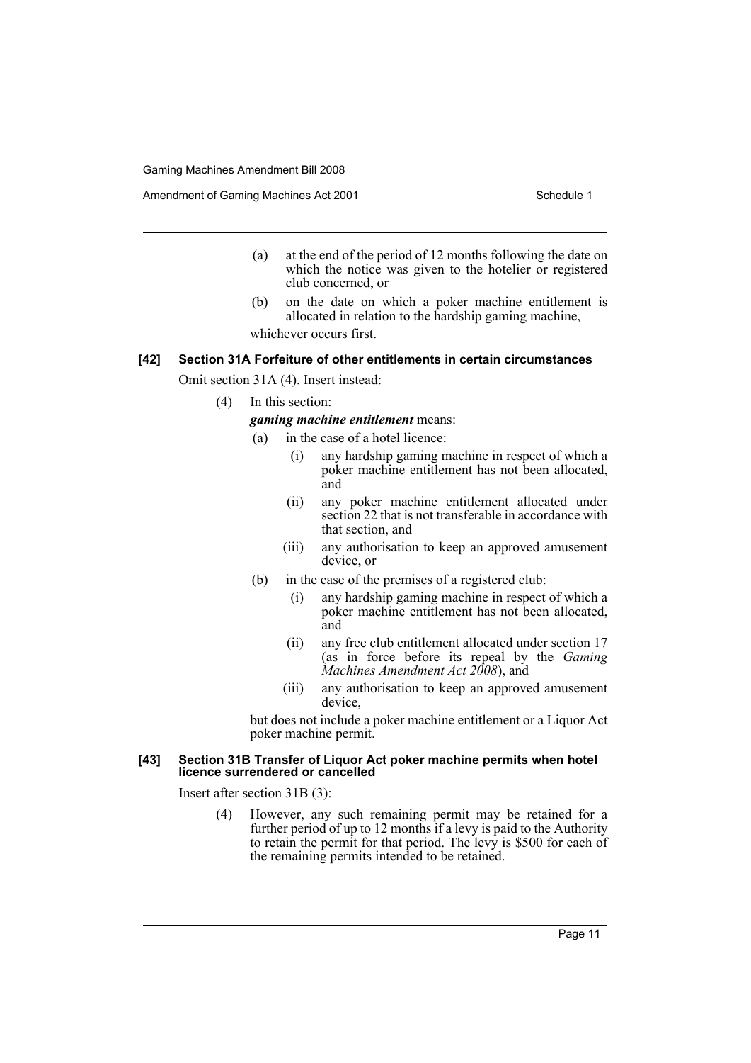(a) at the end of the period of 12 months following the date on which the notice was given to the hotelier or registered club concerned, or

(b) on the date on which a poker machine entitlement is allocated in relation to the hardship gaming machine,

whichever occurs first.

#### [42] Section 31A Forfeiture of other entitlements in certain circumstances

Omit section 31A (4). Insert instead:

(4) In this section:

***gaming machine entitlement*** means:

(a) in the case of a hotel licence:

(i) any hardship gaming machine in respect of which a poker machine entitlement has not been allocated, and

(ii) any poker machine entitlement allocated under section 22 that is not transferable in accordance with that section, and

(iii) any authorisation to keep an approved amusement device, or

(b) in the case of the premises of a registered club:

(i) any hardship gaming machine in respect of which a poker machine entitlement has not been allocated, and

(ii) any free club entitlement allocated under section 17 (as in force before its repeal by the *Gaming Machines Amendment Act 2008*), and

(iii) any authorisation to keep an approved amusement device,

but does not include a poker machine entitlement or a Liquor Act poker machine permit.

#### [43] Section 31B Transfer of Liquor Act poker machine permits when hotel licence surrendered or cancelled

Insert after section 31B (3):

(4) However, any such remaining permit may be retained for a further period of up to 12 months if a levy is paid to the Authority to retain the permit for that period. The levy is $500 for each of the remaining permits intended to be retained.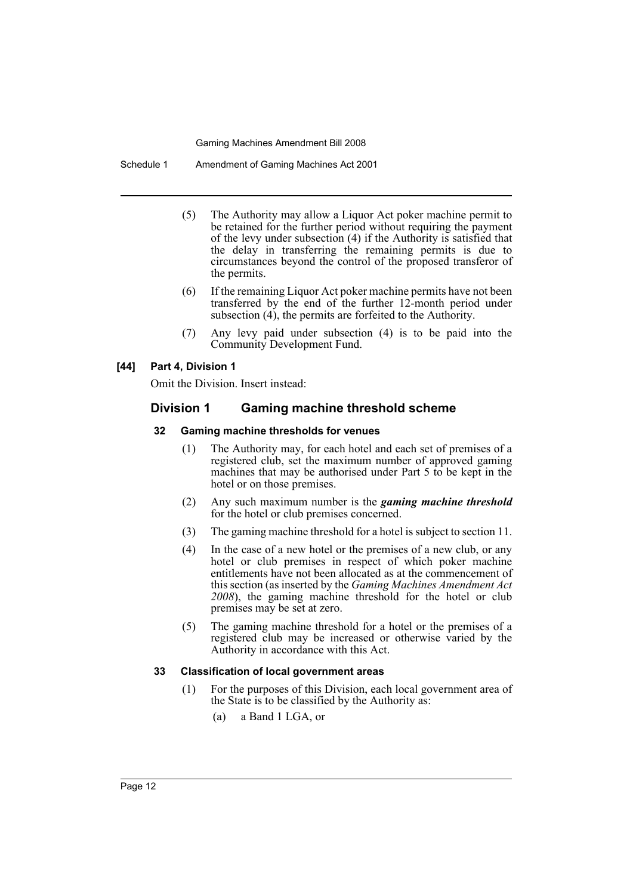(5) The Authority may allow a Liquor Act poker machine permit to be retained for the further period without requiring the payment of the levy under subsection (4) if the Authority is satisfied that the delay in transferring the remaining permits is due to circumstances beyond the control of the proposed transferor of the permits.

(6) If the remaining Liquor Act poker machine permits have not been transferred by the end of the further 12-month period under subsection (4), the permits are forfeited to the Authority.

(7) Any levy paid under subsection (4) is to be paid into the Community Development Fund.

#### [44] Part 4, Division 1

Omit the Division. Insert instead:

## Division 1 Gaming machine threshold scheme

### 32 Gaming machine thresholds for venues

(1) The Authority may, for each hotel and each set of premises of a registered club, set the maximum number of approved gaming machines that may be authorised under Part 5 to be kept in the hotel or on those premises.

(2) Any such maximum number is the ***gaming machine threshold*** for the hotel or club premises concerned.

(3) The gaming machine threshold for a hotel is subject to section 11.

(4) In the case of a new hotel or the premises of a new club, or any hotel or club premises in respect of which poker machine entitlements have not been allocated as at the commencement of this section (as inserted by the *Gaming Machines Amendment Act 2008*), the gaming machine threshold for the hotel or club premises may be set at zero.

(5) The gaming machine threshold for a hotel or the premises of a registered club may be increased or otherwise varied by the Authority in accordance with this Act.

### 33 Classification of local government areas

(1) For the purposes of this Division, each local government area of the State is to be classified by the Authority as:

(a) a Band 1 LGA, or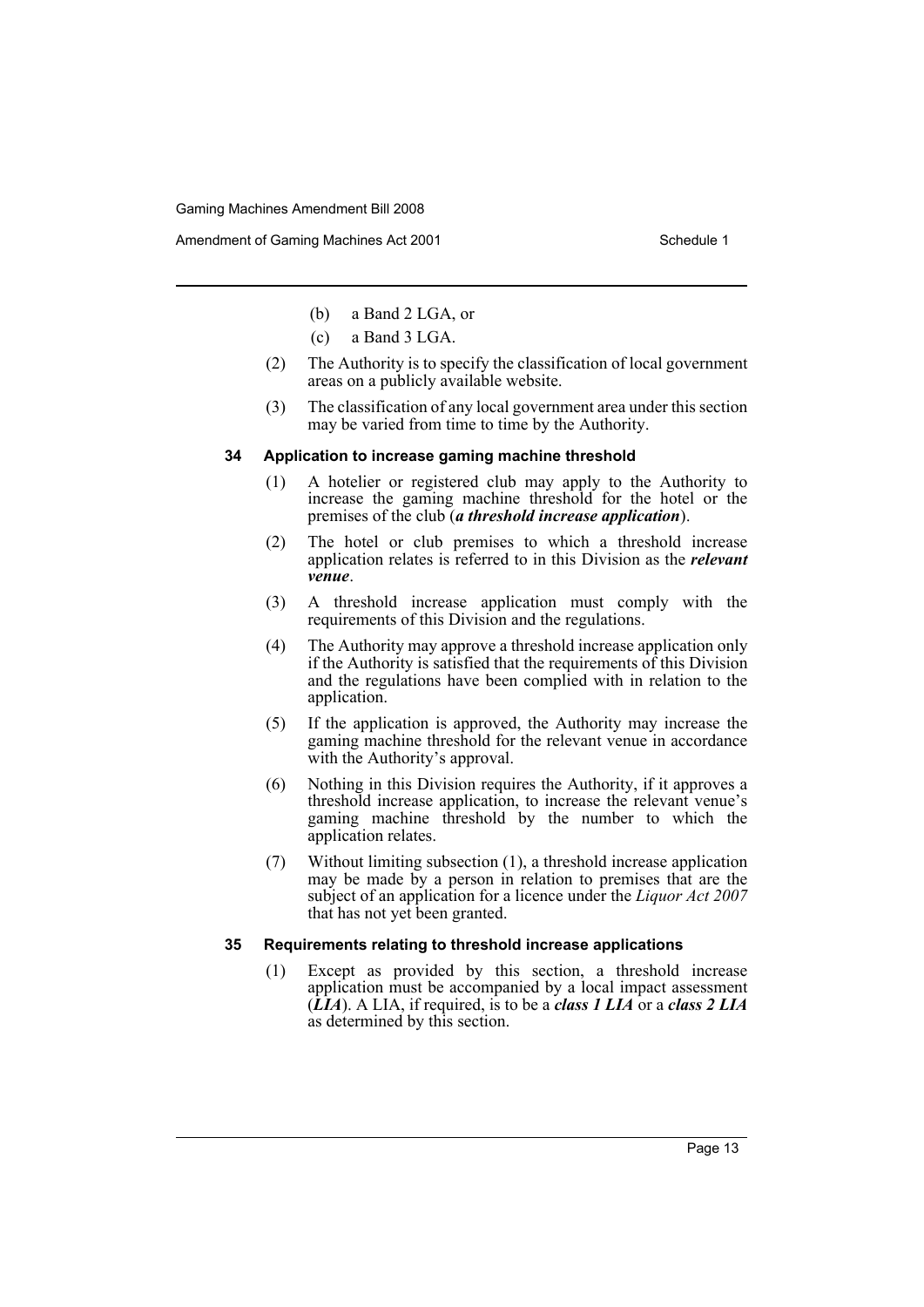(b) a Band 2 LGA, or

(c) a Band 3 LGA.

(2) The Authority is to specify the classification of local government areas on a publicly available website.

(3) The classification of any local government area under this section may be varied from time to time by the Authority.

#### 34 Application to increase gaming machine threshold

(1) A hotelier or registered club may apply to the Authority to increase the gaming machine threshold for the hotel or the premises of the club (***a threshold increase application***).

(2) The hotel or club premises to which a threshold increase application relates is referred to in this Division as the ***relevant venue***.

(3) A threshold increase application must comply with the requirements of this Division and the regulations.

(4) The Authority may approve a threshold increase application only if the Authority is satisfied that the requirements of this Division and the regulations have been complied with in relation to the application.

(5) If the application is approved, the Authority may increase the gaming machine threshold for the relevant venue in accordance with the Authority's approval.

(6) Nothing in this Division requires the Authority, if it approves a threshold increase application, to increase the relevant venue's gaming machine threshold by the number to which the application relates.

(7) Without limiting subsection (1), a threshold increase application may be made by a person in relation to premises that are the subject of an application for a licence under the *Liquor Act 2007* that has not yet been granted.

#### 35 Requirements relating to threshold increase applications

(1) Except as provided by this section, a threshold increase application must be accompanied by a local impact assessment (***LIA***). A LIA, if required, is to be a ***class 1 LIA*** or a ***class 2 LIA*** as determined by this section.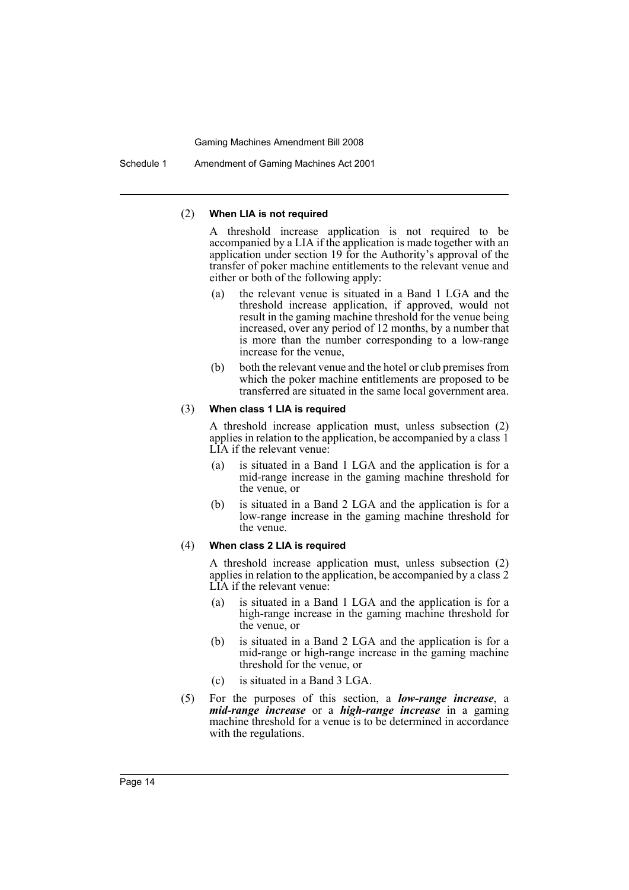(2) **When LIA is not required**

A threshold increase application is not required to be accompanied by a LIA if the application is made together with an application under section 19 for the Authority's approval of the transfer of poker machine entitlements to the relevant venue and either or both of the following apply:

(a) the relevant venue is situated in a Band 1 LGA and the threshold increase application, if approved, would not result in the gaming machine threshold for the venue being increased, over any period of 12 months, by a number that is more than the number corresponding to a low-range increase for the venue,

(b) both the relevant venue and the hotel or club premises from which the poker machine entitlements are proposed to be transferred are situated in the same local government area.

(3) **When class 1 LIA is required**

A threshold increase application must, unless subsection (2) applies in relation to the application, be accompanied by a class 1 LIA if the relevant venue:

(a) is situated in a Band 1 LGA and the application is for a mid-range increase in the gaming machine threshold for the venue, or

(b) is situated in a Band 2 LGA and the application is for a low-range increase in the gaming machine threshold for the venue.

(4) **When class 2 LIA is required**

A threshold increase application must, unless subsection (2) applies in relation to the application, be accompanied by a class 2 LIA if the relevant venue:

(a) is situated in a Band 1 LGA and the application is for a high-range increase in the gaming machine threshold for the venue, or

(b) is situated in a Band 2 LGA and the application is for a mid-range or high-range increase in the gaming machine threshold for the venue, or

(c) is situated in a Band 3 LGA.

(5) For the purposes of this section, a ***low-range increase***, a ***mid-range increase*** or a ***high-range increase*** in a gaming machine threshold for a venue is to be determined in accordance with the regulations.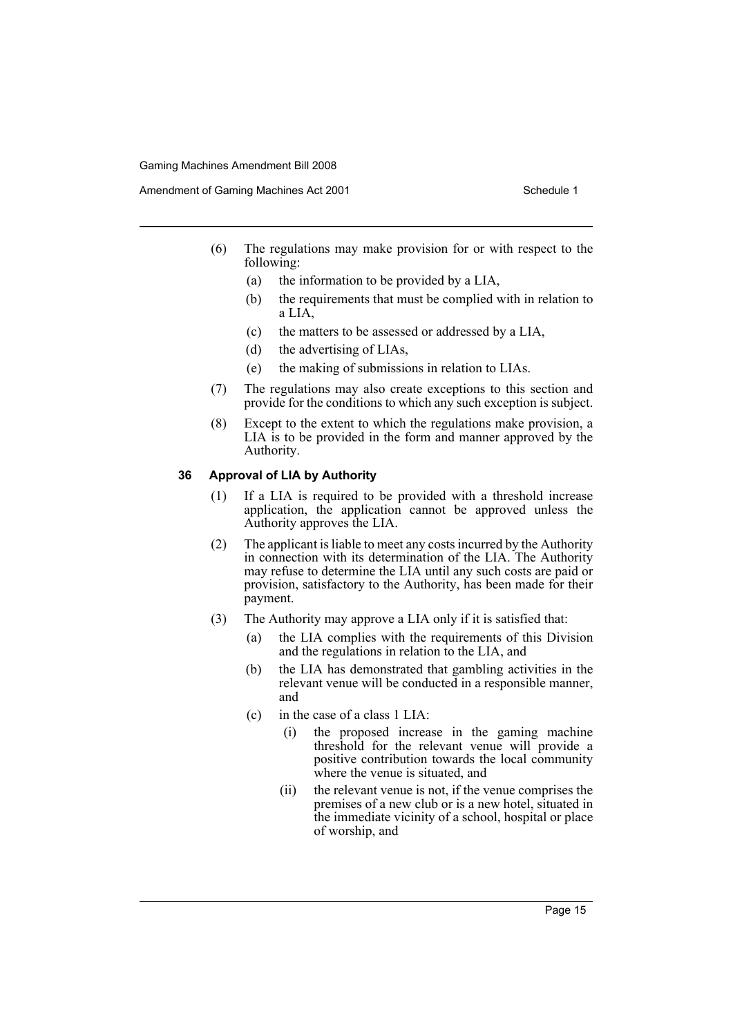(6) The regulations may make provision for or with respect to the following:

(a) the information to be provided by a LIA,

(b) the requirements that must be complied with in relation to a LIA,

(c) the matters to be assessed or addressed by a LIA,

(d) the advertising of LIAs,

(e) the making of submissions in relation to LIAs.

(7) The regulations may also create exceptions to this section and provide for the conditions to which any such exception is subject.

(8) Except to the extent to which the regulations make provision, a LIA is to be provided in the form and manner approved by the Authority.

**36 Approval of LIA by Authority**

(1) If a LIA is required to be provided with a threshold increase application, the application cannot be approved unless the Authority approves the LIA.

(2) The applicant is liable to meet any costs incurred by the Authority in connection with its determination of the LIA. The Authority may refuse to determine the LIA until any such costs are paid or provision, satisfactory to the Authority, has been made for their payment.

(3) The Authority may approve a LIA only if it is satisfied that:

(a) the LIA complies with the requirements of this Division and the regulations in relation to the LIA, and

(b) the LIA has demonstrated that gambling activities in the relevant venue will be conducted in a responsible manner, and

(c) in the case of a class 1 LIA:

(i) the proposed increase in the gaming machine threshold for the relevant venue will provide a positive contribution towards the local community where the venue is situated, and

(ii) the relevant venue is not, if the venue comprises the premises of a new club or is a new hotel, situated in the immediate vicinity of a school, hospital or place of worship, and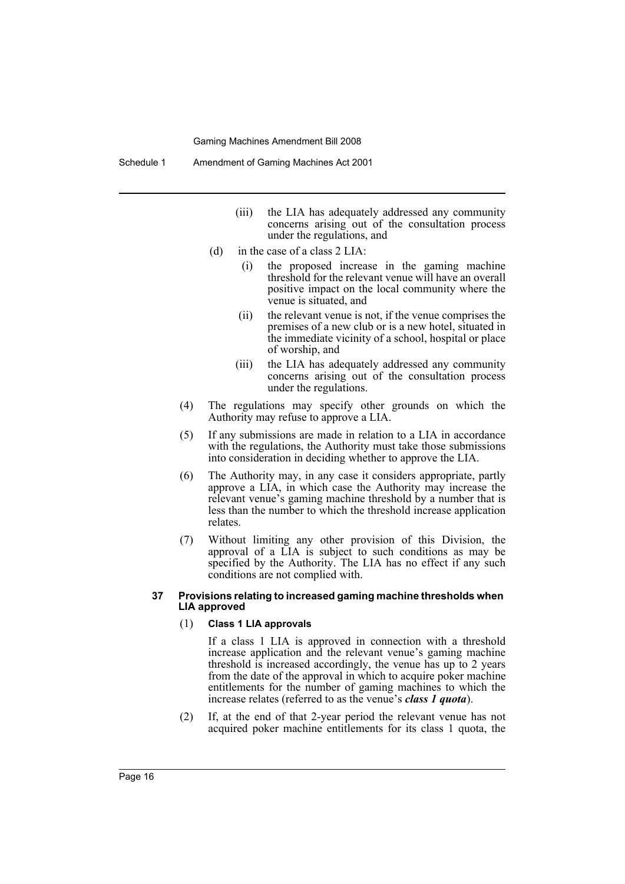(iii) the LIA has adequately addressed any community concerns arising out of the consultation process under the regulations, and

(d) in the case of a class 2 LIA:

(i) the proposed increase in the gaming machine threshold for the relevant venue will have an overall positive impact on the local community where the venue is situated, and

(ii) the relevant venue is not, if the venue comprises the premises of a new club or is a new hotel, situated in the immediate vicinity of a school, hospital or place of worship, and

(iii) the LIA has adequately addressed any community concerns arising out of the consultation process under the regulations.

(4) The regulations may specify other grounds on which the Authority may refuse to approve a LIA.

(5) If any submissions are made in relation to a LIA in accordance with the regulations, the Authority must take those submissions into consideration in deciding whether to approve the LIA.

(6) The Authority may, in any case it considers appropriate, partly approve a LIA, in which case the Authority may increase the relevant venue's gaming machine threshold by a number that is less than the number to which the threshold increase application relates.

(7) Without limiting any other provision of this Division, the approval of a LIA is subject to such conditions as may be specified by the Authority. The LIA has no effect if any such conditions are not complied with.

#### 37 Provisions relating to increased gaming machine thresholds when LIA approved

(1) **Class 1 LIA approvals**

If a class 1 LIA is approved in connection with a threshold increase application and the relevant venue's gaming machine threshold is increased accordingly, the venue has up to 2 years from the date of the approval in which to acquire poker machine entitlements for the number of gaming machines to which the increase relates (referred to as the venue's ***class 1 quota***).

(2) If, at the end of that 2-year period the relevant venue has not acquired poker machine entitlements for its class 1 quota, the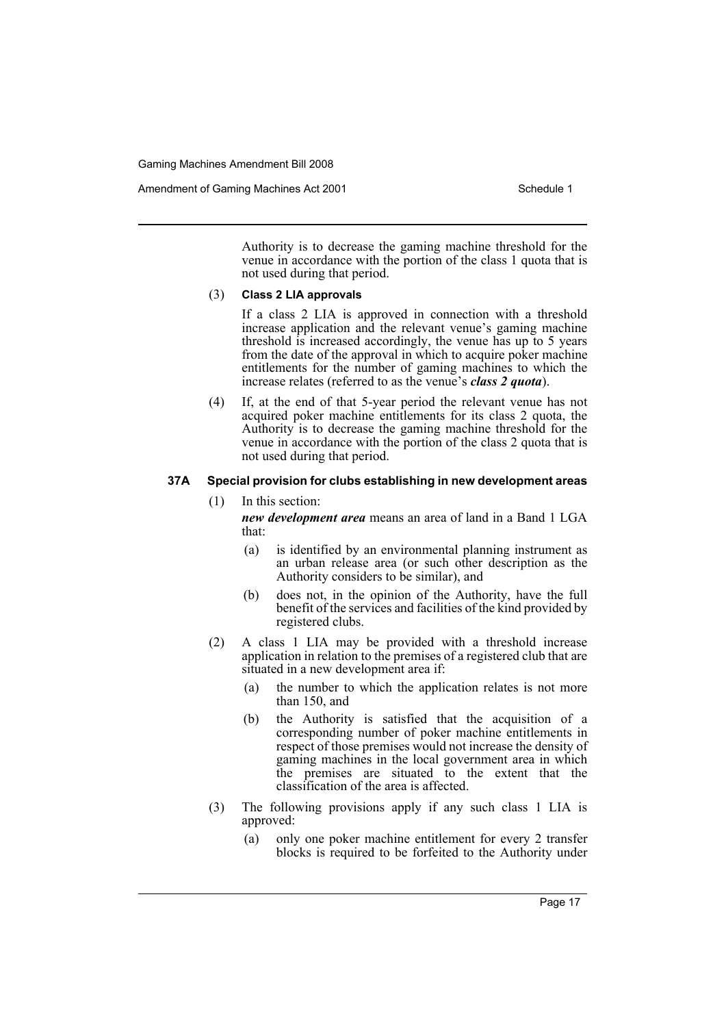Authority is to decrease the gaming machine threshold for the venue in accordance with the portion of the class 1 quota that is not used during that period.

(3) **Class 2 LIA approvals**

If a class 2 LIA is approved in connection with a threshold increase application and the relevant venue's gaming machine threshold is increased accordingly, the venue has up to 5 years from the date of the approval in which to acquire poker machine entitlements for the number of gaming machines to which the increase relates (referred to as the venue's ***class 2 quota***).

(4) If, at the end of that 5-year period the relevant venue has not acquired poker machine entitlements for its class 2 quota, the Authority is to decrease the gaming machine threshold for the venue in accordance with the portion of the class 2 quota that is not used during that period.

### 37A Special provision for clubs establishing in new development areas

(1) In this section:

***new development area*** means an area of land in a Band 1 LGA that:

- (a) is identified by an environmental planning instrument as an urban release area (or such other description as the Authority considers to be similar), and
- (b) does not, in the opinion of the Authority, have the full benefit of the services and facilities of the kind provided by registered clubs.

(2) A class 1 LIA may be provided with a threshold increase application in relation to the premises of a registered club that are situated in a new development area if:

- (a) the number to which the application relates is not more than 150, and
- (b) the Authority is satisfied that the acquisition of a corresponding number of poker machine entitlements in respect of those premises would not increase the density of gaming machines in the local government area in which the premises are situated to the extent that the classification of the area is affected.

(3) The following provisions apply if any such class 1 LIA is approved:

- (a) only one poker machine entitlement for every 2 transfer blocks is required to be forfeited to the Authority under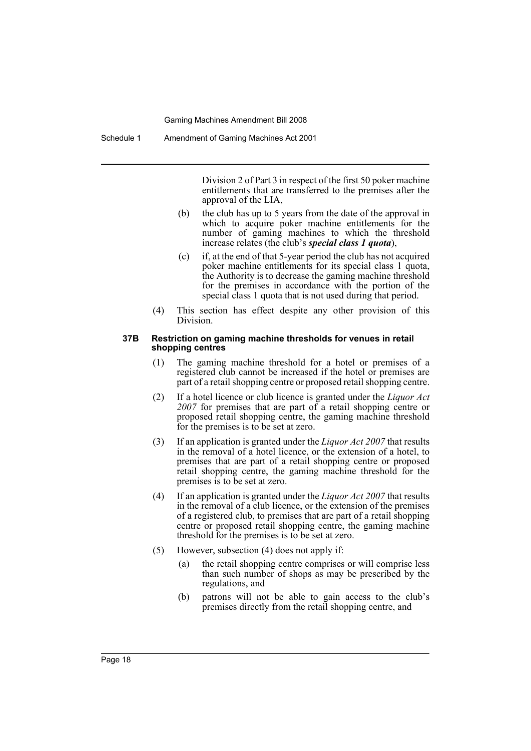Division 2 of Part 3 in respect of the first 50 poker machine entitlements that are transferred to the premises after the approval of the LIA,

(b) the club has up to 5 years from the date of the approval in which to acquire poker machine entitlements for the number of gaming machines to which the threshold increase relates (the club's ***special class 1 quota***),

(c) if, at the end of that 5-year period the club has not acquired poker machine entitlements for its special class 1 quota, the Authority is to decrease the gaming machine threshold for the premises in accordance with the portion of the special class 1 quota that is not used during that period.

(4) This section has effect despite any other provision of this Division.

#### 37B Restriction on gaming machine thresholds for venues in retail shopping centres

(1) The gaming machine threshold for a hotel or premises of a registered club cannot be increased if the hotel or premises are part of a retail shopping centre or proposed retail shopping centre.

(2) If a hotel licence or club licence is granted under the *Liquor Act 2007* for premises that are part of a retail shopping centre or proposed retail shopping centre, the gaming machine threshold for the premises is to be set at zero.

(3) If an application is granted under the *Liquor Act 2007* that results in the removal of a hotel licence, or the extension of a hotel, to premises that are part of a retail shopping centre or proposed retail shopping centre, the gaming machine threshold for the premises is to be set at zero.

(4) If an application is granted under the *Liquor Act 2007* that results in the removal of a club licence, or the extension of the premises of a registered club, to premises that are part of a retail shopping centre or proposed retail shopping centre, the gaming machine threshold for the premises is to be set at zero.

(5) However, subsection (4) does not apply if:

(a) the retail shopping centre comprises or will comprise less than such number of shops as may be prescribed by the regulations, and

(b) patrons will not be able to gain access to the club's premises directly from the retail shopping centre, and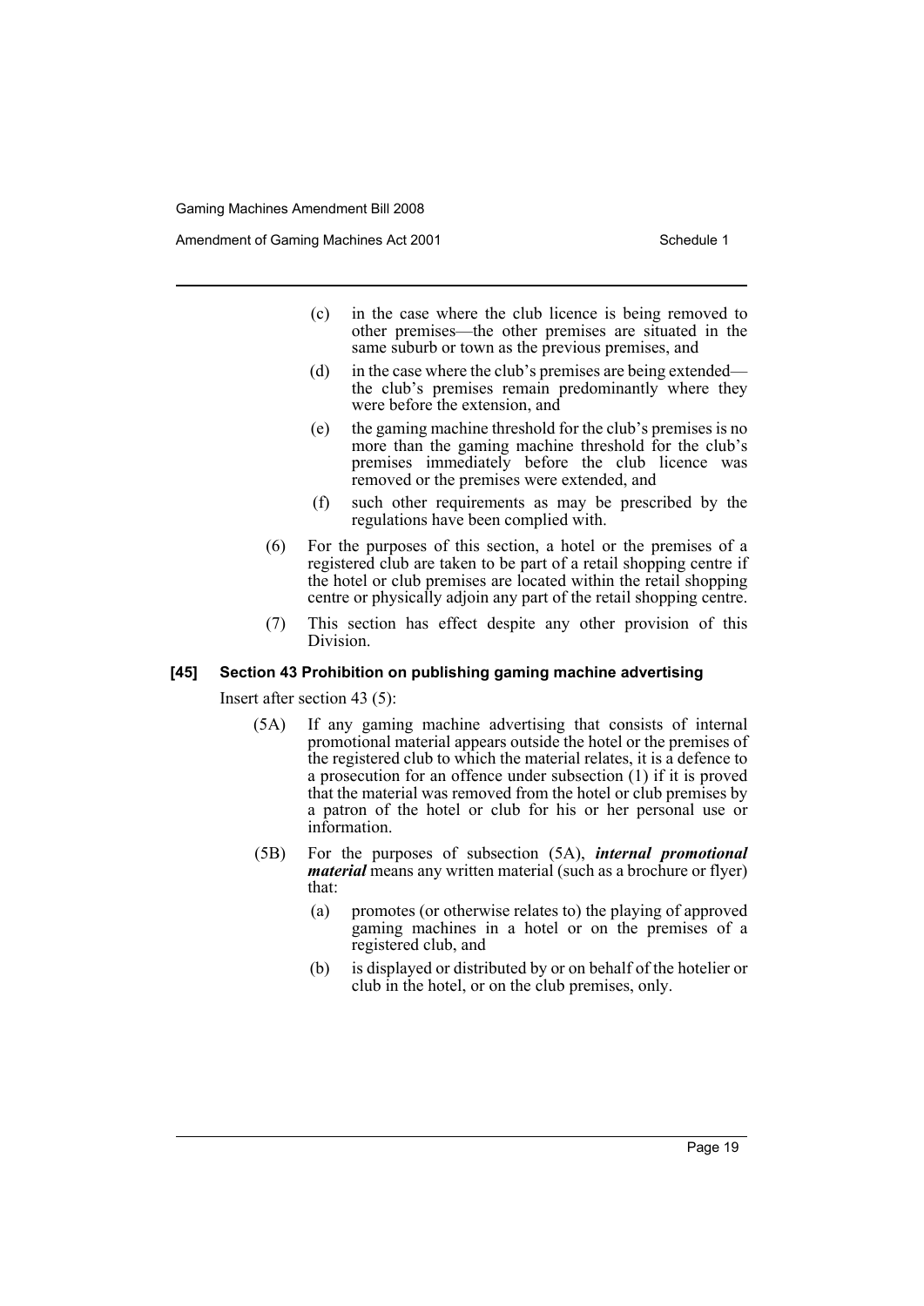(c) in the case where the club licence is being removed to other premises—the other premises are situated in the same suburb or town as the previous premises, and

(d) in the case where the club's premises are being extended—the club's premises remain predominantly where they were before the extension, and

(e) the gaming machine threshold for the club's premises is no more than the gaming machine threshold for the club's premises immediately before the club licence was removed or the premises were extended, and

(f) such other requirements as may be prescribed by the regulations have been complied with.

(6) For the purposes of this section, a hotel or the premises of a registered club are taken to be part of a retail shopping centre if the hotel or club premises are located within the retail shopping centre or physically adjoin any part of the retail shopping centre.

(7) This section has effect despite any other provision of this Division.

### [45] Section 43 Prohibition on publishing gaming machine advertising

Insert after section 43 (5):

(5A) If any gaming machine advertising that consists of internal promotional material appears outside the hotel or the premises of the registered club to which the material relates, it is a defence to a prosecution for an offence under subsection (1) if it is proved that the material was removed from the hotel or club premises by a patron of the hotel or club for his or her personal use or information.

(5B) For the purposes of subsection (5A), ***internal promotional material*** means any written material (such as a brochure or flyer) that:

(a) promotes (or otherwise relates to) the playing of approved gaming machines in a hotel or on the premises of a registered club, and

(b) is displayed or distributed by or on behalf of the hotelier or club in the hotel, or on the club premises, only.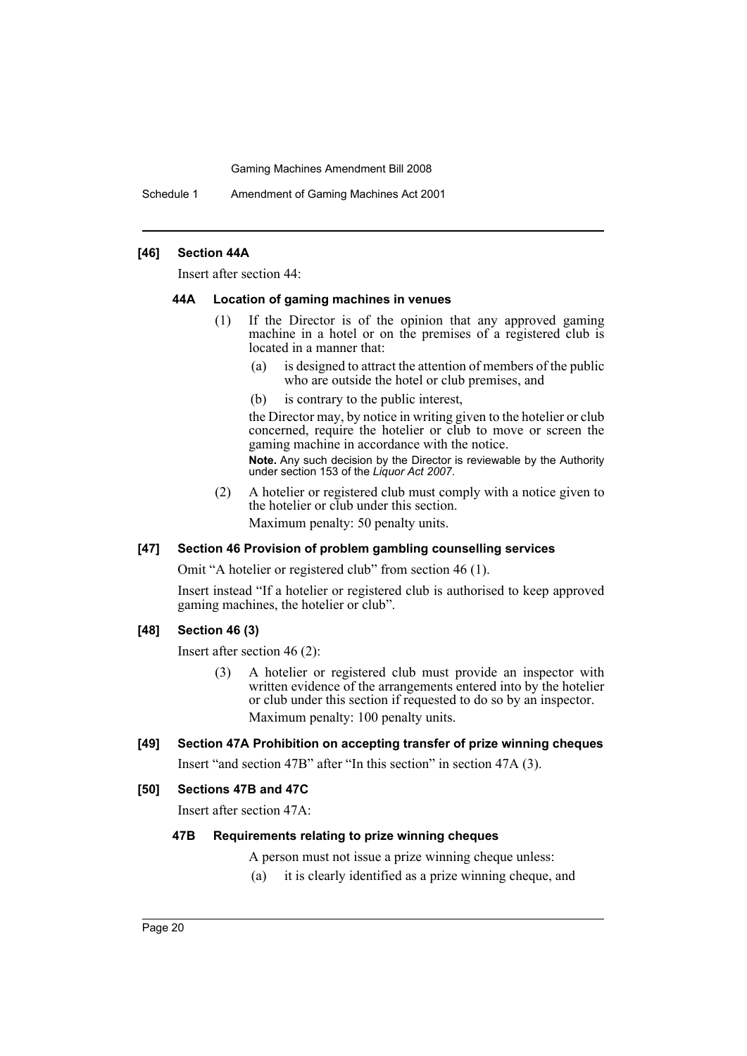#### [46] Section 44A

Insert after section 44:

##### 44A Location of gaming machines in venues

(1) If the Director is of the opinion that any approved gaming machine in a hotel or on the premises of a registered club is located in a manner that:

   (a) is designed to attract the attention of members of the public who are outside the hotel or club premises, and

   (b) is contrary to the public interest,

   the Director may, by notice in writing given to the hotelier or club concerned, require the hotelier or club to move or screen the gaming machine in accordance with the notice.

   **Note.** Any such decision by the Director is reviewable by the Authority under section 153 of the *Liquor Act 2007*.

(2) A hotelier or registered club must comply with a notice given to the hotelier or club under this section.

   Maximum penalty: 50 penalty units.

#### [47] Section 46 Provision of problem gambling counselling services

Omit "A hotelier or registered club" from section 46 (1).

Insert instead "If a hotelier or registered club is authorised to keep approved gaming machines, the hotelier or club".

#### [48] Section 46 (3)

Insert after section 46 (2):

(3) A hotelier or registered club must provide an inspector with written evidence of the arrangements entered into by the hotelier or club under this section if requested to do so by an inspector.

   Maximum penalty: 100 penalty units.

#### [49] Section 47A Prohibition on accepting transfer of prize winning cheques

Insert "and section 47B" after "In this section" in section 47A (3).

#### [50] Sections 47B and 47C

Insert after section 47A:

##### 47B Requirements relating to prize winning cheques

A person must not issue a prize winning cheque unless:

(a) it is clearly identified as a prize winning cheque, and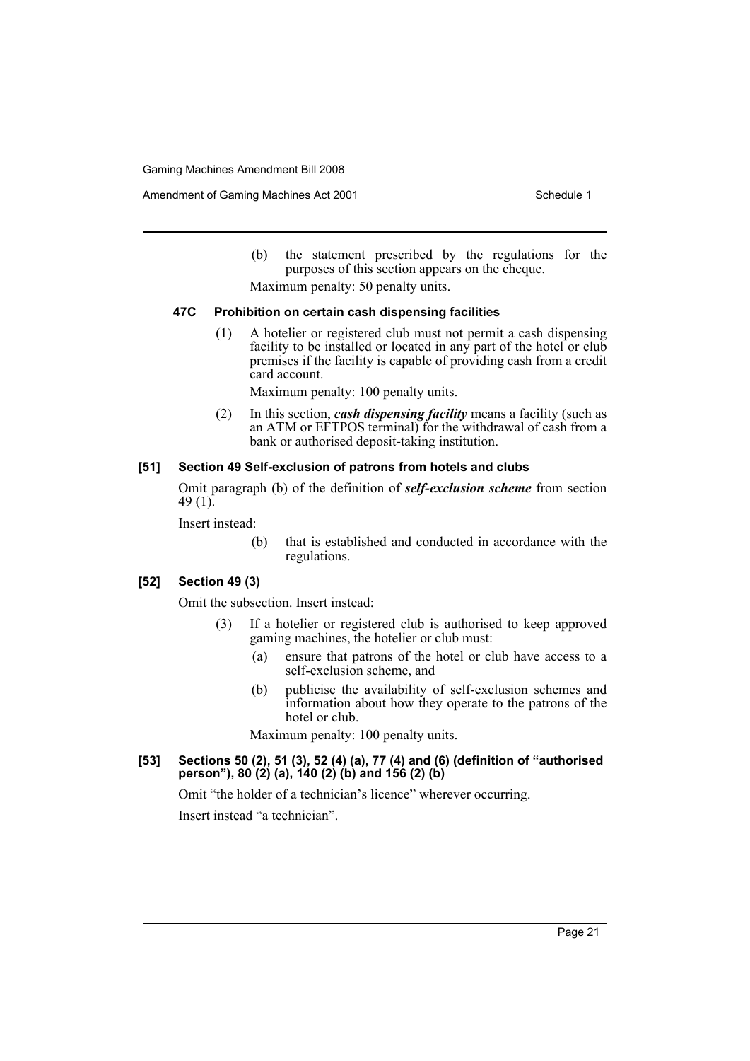(b) the statement prescribed by the regulations for the purposes of this section appears on the cheque.

Maximum penalty: 50 penalty units.

#### 47C Prohibition on certain cash dispensing facilities

(1) A hotelier or registered club must not permit a cash dispensing facility to be installed or located in any part of the hotel or club premises if the facility is capable of providing cash from a credit card account.

Maximum penalty: 100 penalty units.

(2) In this section, ***cash dispensing facility*** means a facility (such as an ATM or EFTPOS terminal) for the withdrawal of cash from a bank or authorised deposit-taking institution.

### [51] Section 49 Self-exclusion of patrons from hotels and clubs

Omit paragraph (b) of the definition of ***self-exclusion scheme*** from section 49 (1).

Insert instead:

(b) that is established and conducted in accordance with the regulations.

### [52] Section 49 (3)

Omit the subsection. Insert instead:

(3) If a hotelier or registered club is authorised to keep approved gaming machines, the hotelier or club must:

(a) ensure that patrons of the hotel or club have access to a self-exclusion scheme, and

(b) publicise the availability of self-exclusion schemes and information about how they operate to the patrons of the hotel or club.

Maximum penalty: 100 penalty units.

### [53] Sections 50 (2), 51 (3), 52 (4) (a), 77 (4) and (6) (definition of "authorised person"), 80 (2) (a), 140 (2) (b) and 156 (2) (b)

Omit "the holder of a technician's licence" wherever occurring.

Insert instead "a technician".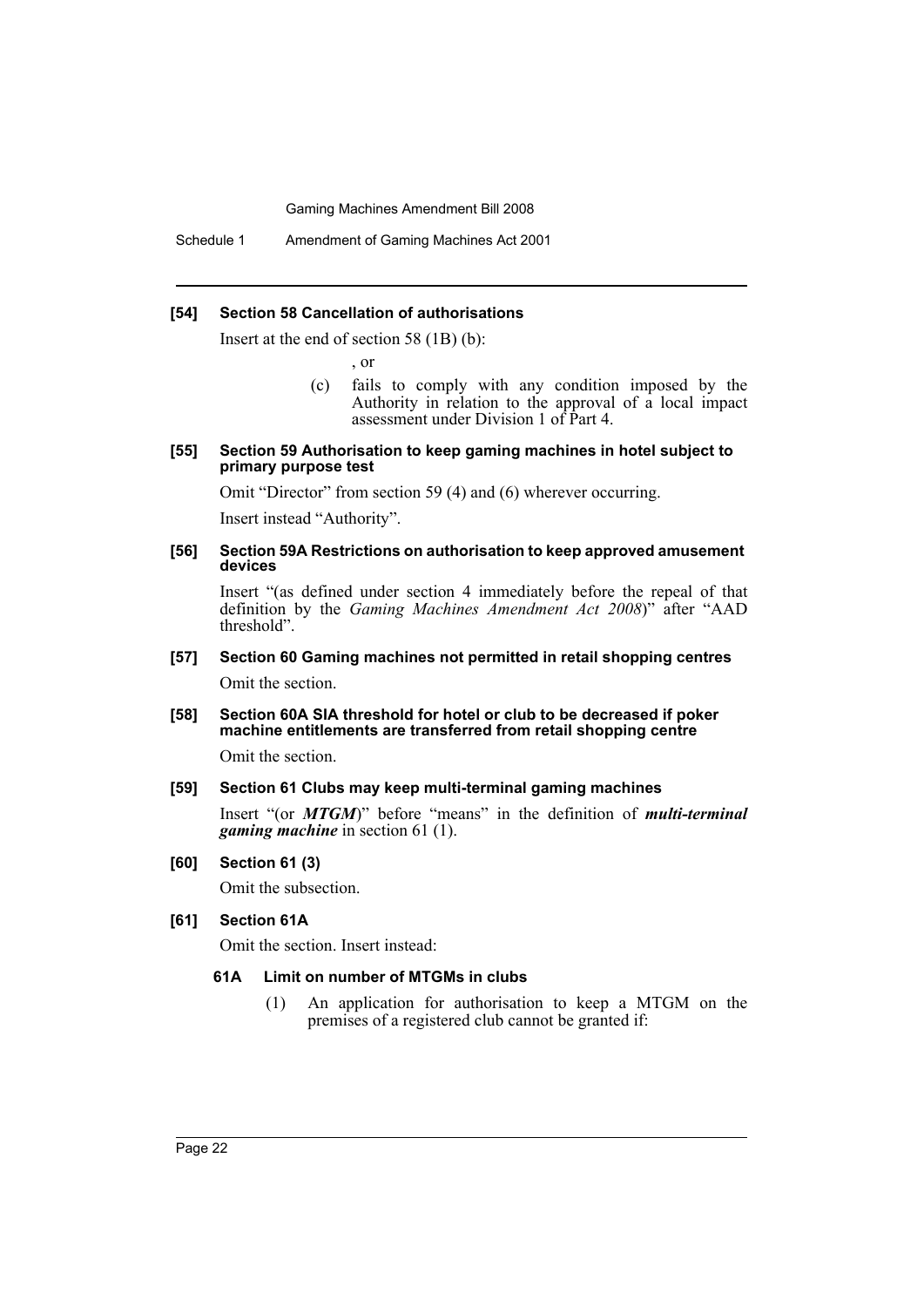### [54] Section 58 Cancellation of authorisations

Insert at the end of section 58 (1B) (b):

, or

(c) fails to comply with any condition imposed by the Authority in relation to the approval of a local impact assessment under Division 1 of Part 4.

### [55] Section 59 Authorisation to keep gaming machines in hotel subject to primary purpose test

Omit "Director" from section 59 (4) and (6) wherever occurring.

Insert instead "Authority".

### [56] Section 59A Restrictions on authorisation to keep approved amusement devices

Insert "(as defined under section 4 immediately before the repeal of that definition by the *Gaming Machines Amendment Act 2008*)" after "AAD threshold".

### [57] Section 60 Gaming machines not permitted in retail shopping centres

Omit the section.

### [58] Section 60A SIA threshold for hotel or club to be decreased if poker machine entitlements are transferred from retail shopping centre

Omit the section.

### [59] Section 61 Clubs may keep multi-terminal gaming machines

Insert "(or ***MTGM***)" before "means" in the definition of ***multi-terminal gaming machine*** in section 61 (1).

### [60] Section 61 (3)

Omit the subsection.

### [61] Section 61A

Omit the section. Insert instead:

#### 61A Limit on number of MTGMs in clubs

(1) An application for authorisation to keep a MTGM on the premises of a registered club cannot be granted if: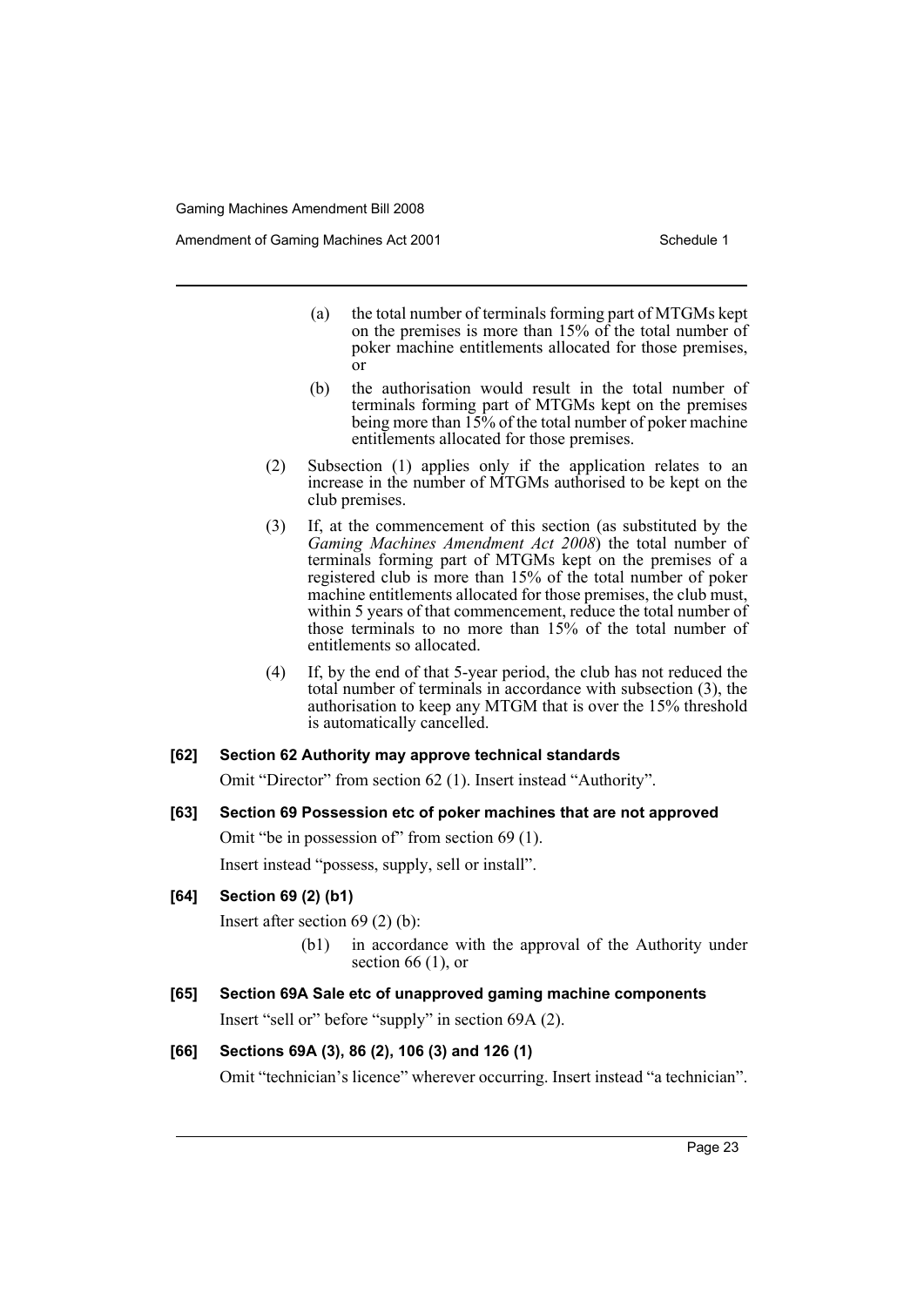(a) the total number of terminals forming part of MTGMs kept on the premises is more than 15% of the total number of poker machine entitlements allocated for those premises, or

(b) the authorisation would result in the total number of terminals forming part of MTGMs kept on the premises being more than 15% of the total number of poker machine entitlements allocated for those premises.

(2) Subsection (1) applies only if the application relates to an increase in the number of MTGMs authorised to be kept on the club premises.

(3) If, at the commencement of this section (as substituted by the *Gaming Machines Amendment Act 2008*) the total number of terminals forming part of MTGMs kept on the premises of a registered club is more than 15% of the total number of poker machine entitlements allocated for those premises, the club must, within 5 years of that commencement, reduce the total number of those terminals to no more than 15% of the total number of entitlements so allocated.

(4) If, by the end of that 5-year period, the club has not reduced the total number of terminals in accordance with subsection (3), the authorisation to keep any MTGM that is over the 15% threshold is automatically cancelled.

**[62] Section 62 Authority may approve technical standards**

Omit "Director" from section 62 (1). Insert instead "Authority".

**[63] Section 69 Possession etc of poker machines that are not approved**

Omit "be in possession of" from section 69 (1).

Insert instead "possess, supply, sell or install".

**[64] Section 69 (2) (b1)**

Insert after section 69 (2) (b):

(b1) in accordance with the approval of the Authority under section 66 (1), or

**[65] Section 69A Sale etc of unapproved gaming machine components**

Insert "sell or" before "supply" in section 69A (2).

**[66] Sections 69A (3), 86 (2), 106 (3) and 126 (1)**

Omit "technician's licence" wherever occurring. Insert instead "a technician".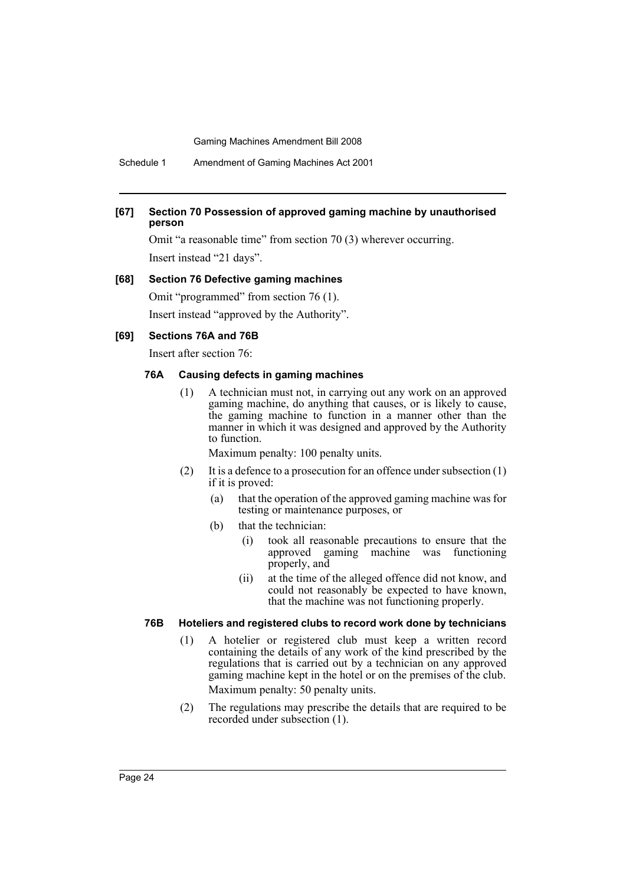**[67] Section 70 Possession of approved gaming machine by unauthorised person**

Omit "a reasonable time" from section 70 (3) wherever occurring.

Insert instead "21 days".

**[68] Section 76 Defective gaming machines**

Omit "programmed" from section 76 (1).

Insert instead "approved by the Authority".

**[69] Sections 76A and 76B**

Insert after section 76:

**76A Causing defects in gaming machines**

(1) A technician must not, in carrying out any work on an approved gaming machine, do anything that causes, or is likely to cause, the gaming machine to function in a manner other than the manner in which it was designed and approved by the Authority to function.

Maximum penalty: 100 penalty units.

(2) It is a defence to a prosecution for an offence under subsection (1) if it is proved:

(a) that the operation of the approved gaming machine was for testing or maintenance purposes, or

(b) that the technician:

(i) took all reasonable precautions to ensure that the approved gaming machine was functioning properly, and

(ii) at the time of the alleged offence did not know, and could not reasonably be expected to have known, that the machine was not functioning properly.

**76B Hoteliers and registered clubs to record work done by technicians**

(1) A hotelier or registered club must keep a written record containing the details of any work of the kind prescribed by the regulations that is carried out by a technician on any approved gaming machine kept in the hotel or on the premises of the club.

Maximum penalty: 50 penalty units.

(2) The regulations may prescribe the details that are required to be recorded under subsection (1).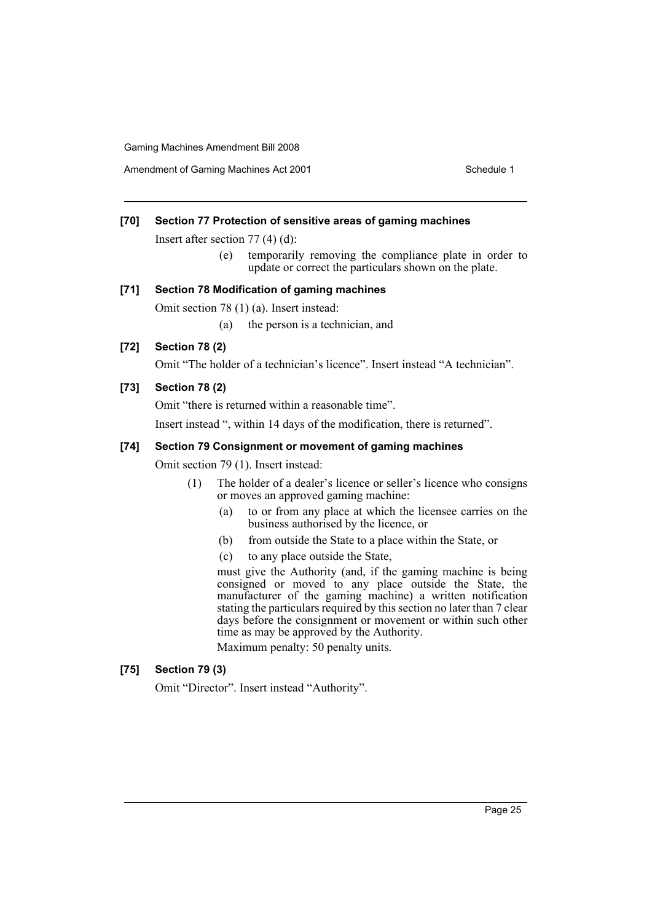### [70] Section 77 Protection of sensitive areas of gaming machines

Insert after section 77 (4) (d):

> (e) temporarily removing the compliance plate in order to update or correct the particulars shown on the plate.

### [71] Section 78 Modification of gaming machines

Omit section 78 (1) (a). Insert instead:

> (a) the person is a technician, and

### [72] Section 78 (2)

Omit "The holder of a technician's licence". Insert instead "A technician".

### [73] Section 78 (2)

Omit "there is returned within a reasonable time".

Insert instead ", within 14 days of the modification, there is returned".

### [74] Section 79 Consignment or movement of gaming machines

Omit section 79 (1). Insert instead:

> (1) The holder of a dealer's licence or seller's licence who consigns or moves an approved gaming machine:
>
> (a) to or from any place at which the licensee carries on the business authorised by the licence, or
>
> (b) from outside the State to a place within the State, or
>
> (c) to any place outside the State,
>
> must give the Authority (and, if the gaming machine is being consigned or moved to any place outside the State, the manufacturer of the gaming machine) a written notification stating the particulars required by this section no later than 7 clear days before the consignment or movement or within such other time as may be approved by the Authority.
>
> Maximum penalty: 50 penalty units.

### [75] Section 79 (3)

Omit "Director". Insert instead "Authority".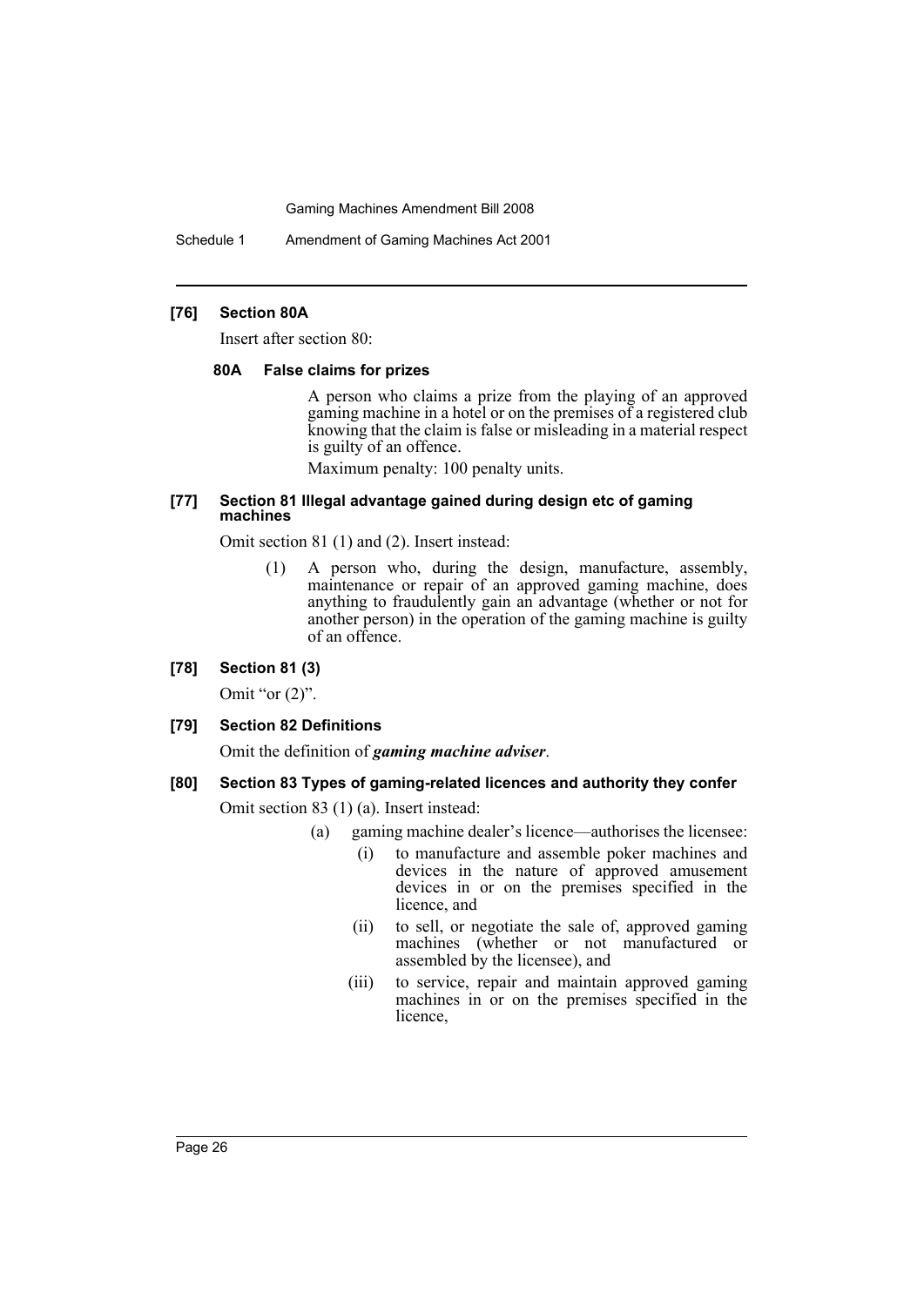**[76] Section 80A**

Insert after section 80:

**80A False claims for prizes**

A person who claims a prize from the playing of an approved gaming machine in a hotel or on the premises of a registered club knowing that the claim is false or misleading in a material respect is guilty of an offence.

Maximum penalty: 100 penalty units.

**[77] Section 81 Illegal advantage gained during design etc of gaming machines**

Omit section 81 (1) and (2). Insert instead:

(1) A person who, during the design, manufacture, assembly, maintenance or repair of an approved gaming machine, does anything to fraudulently gain an advantage (whether or not for another person) in the operation of the gaming machine is guilty of an offence.

**[78] Section 81 (3)**

Omit "or (2)".

**[79] Section 82 Definitions**

Omit the definition of ***gaming machine adviser***.

**[80] Section 83 Types of gaming-related licences and authority they confer**

Omit section 83 (1) (a). Insert instead:

(a) gaming machine dealer's licence—authorises the licensee:

(i) to manufacture and assemble poker machines and devices in the nature of approved amusement devices in or on the premises specified in the licence, and

(ii) to sell, or negotiate the sale of, approved gaming machines (whether or not manufactured or assembled by the licensee), and

(iii) to service, repair and maintain approved gaming machines in or on the premises specified in the licence,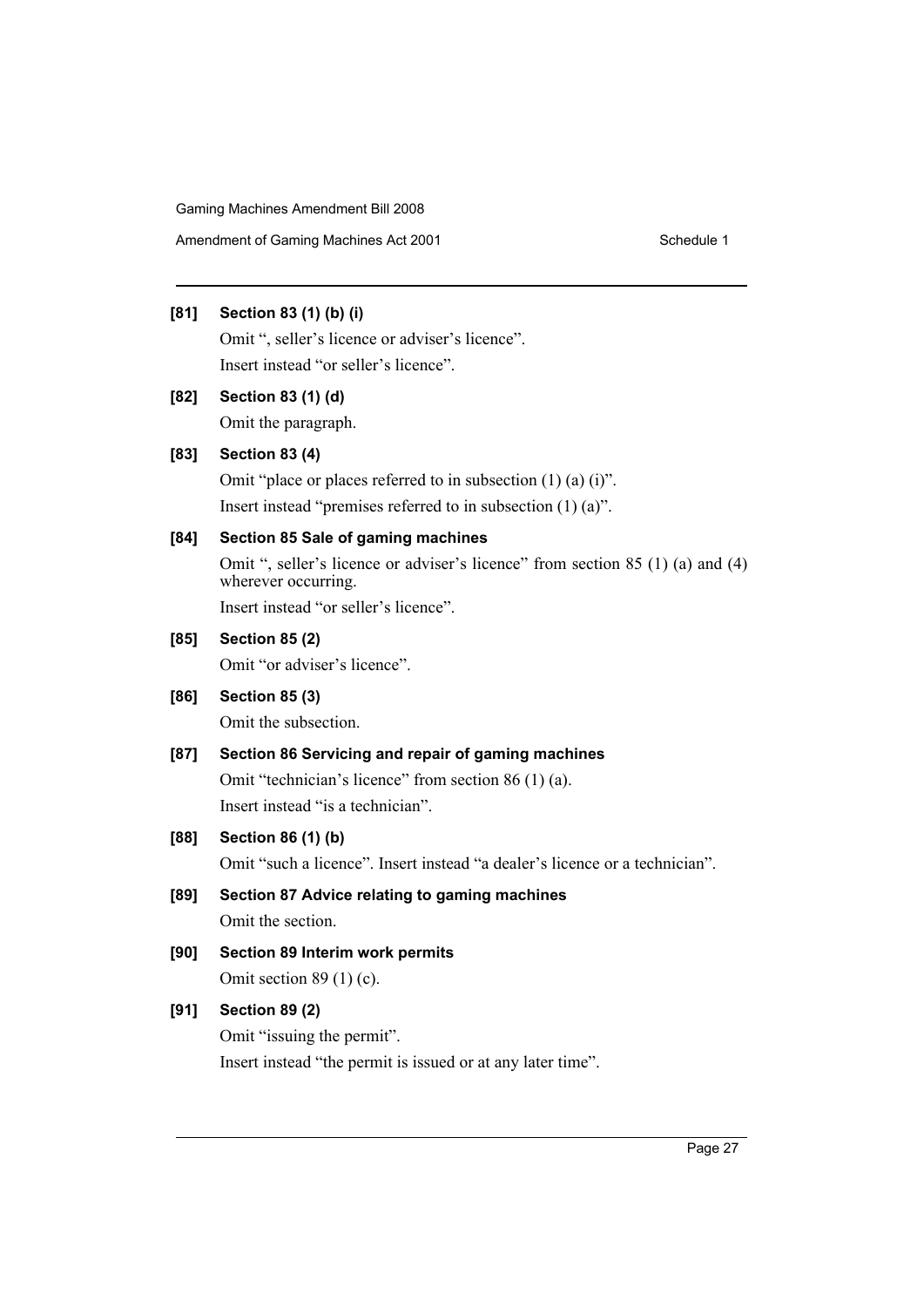**[81] Section 83 (1) (b) (i)**

Omit ", seller's licence or adviser's licence".

Insert instead "or seller's licence".

**[82] Section 83 (1) (d)**

Omit the paragraph.

**[83] Section 83 (4)**

Omit "place or places referred to in subsection (1) (a) (i)".

Insert instead "premises referred to in subsection (1) (a)".

**[84] Section 85 Sale of gaming machines**

Omit ", seller's licence or adviser's licence" from section 85 (1) (a) and (4) wherever occurring.

Insert instead "or seller's licence".

**[85] Section 85 (2)**

Omit "or adviser's licence".

**[86] Section 85 (3)**

Omit the subsection.

**[87] Section 86 Servicing and repair of gaming machines**

Omit "technician's licence" from section 86 (1) (a).

Insert instead "is a technician".

**[88] Section 86 (1) (b)**

Omit "such a licence". Insert instead "a dealer's licence or a technician".

**[89] Section 87 Advice relating to gaming machines**

Omit the section.

**[90] Section 89 Interim work permits**

Omit section 89 (1) (c).

**[91] Section 89 (2)**

Omit "issuing the permit".

Insert instead "the permit is issued or at any later time".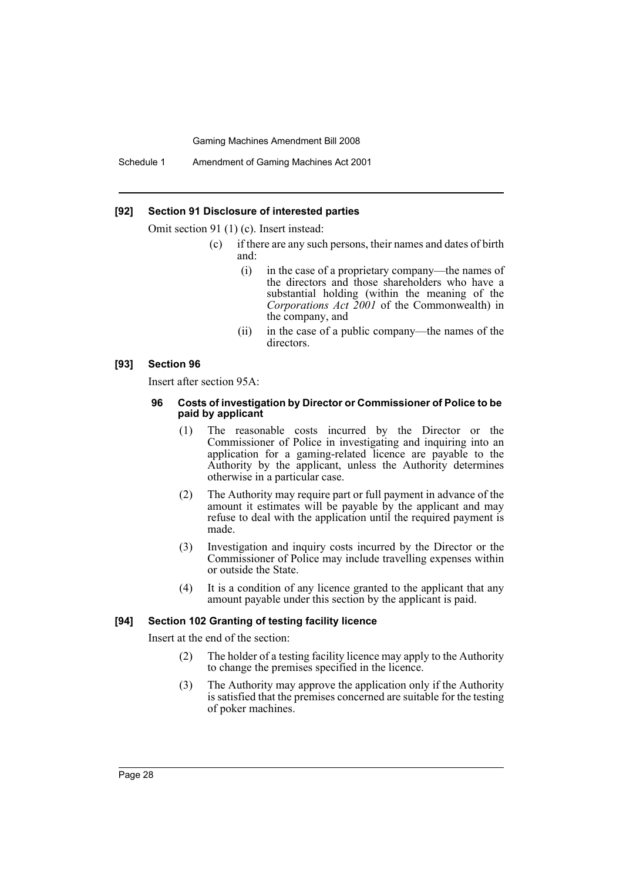### [92] Section 91 Disclosure of interested parties

Omit section 91 (1) (c). Insert instead:

> (c) if there are any such persons, their names and dates of birth and:
>
> (i) in the case of a proprietary company—the names of the directors and those shareholders who have a substantial holding (within the meaning of the *Corporations Act 2001* of the Commonwealth) in the company, and
>
> (ii) in the case of a public company—the names of the directors.

### [93] Section 96

Insert after section 95A:

> **96 Costs of investigation by Director or Commissioner of Police to be paid by applicant**
>
> (1) The reasonable costs incurred by the Director or the Commissioner of Police in investigating and inquiring into an application for a gaming-related licence are payable to the Authority by the applicant, unless the Authority determines otherwise in a particular case.
>
> (2) The Authority may require part or full payment in advance of the amount it estimates will be payable by the applicant and may refuse to deal with the application until the required payment is made.
>
> (3) Investigation and inquiry costs incurred by the Director or the Commissioner of Police may include travelling expenses within or outside the State.
>
> (4) It is a condition of any licence granted to the applicant that any amount payable under this section by the applicant is paid.

### [94] Section 102 Granting of testing facility licence

Insert at the end of the section:

> (2) The holder of a testing facility licence may apply to the Authority to change the premises specified in the licence.
>
> (3) The Authority may approve the application only if the Authority is satisfied that the premises concerned are suitable for the testing of poker machines.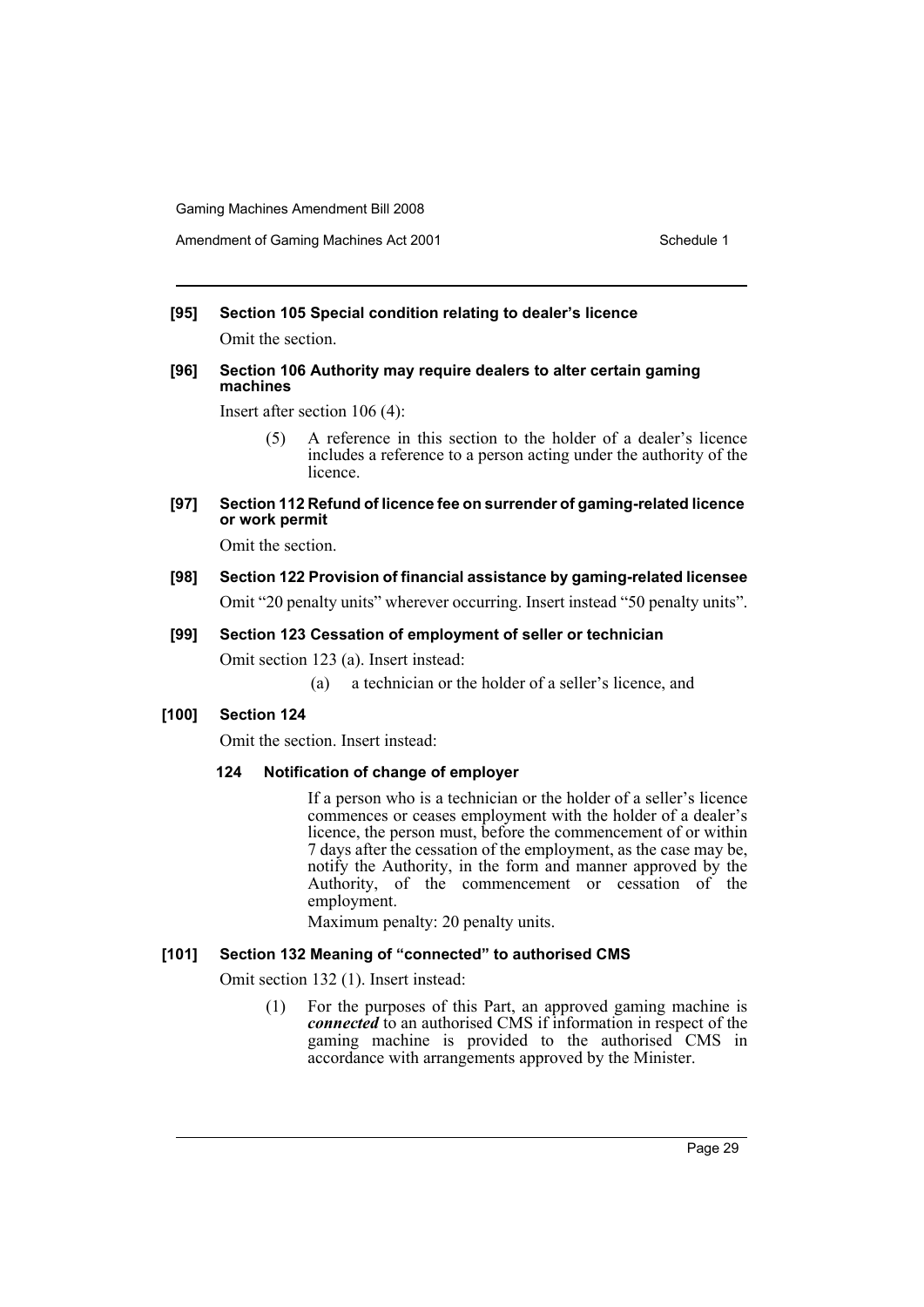**[95] Section 105 Special condition relating to dealer's licence**

Omit the section.

**[96] Section 106 Authority may require dealers to alter certain gaming machines**

Insert after section 106 (4):

> (5) A reference in this section to the holder of a dealer's licence includes a reference to a person acting under the authority of the licence.

**[97] Section 112 Refund of licence fee on surrender of gaming-related licence or work permit**

Omit the section.

**[98] Section 122 Provision of financial assistance by gaming-related licensee**

Omit "20 penalty units" wherever occurring. Insert instead "50 penalty units".

**[99] Section 123 Cessation of employment of seller or technician**

Omit section 123 (a). Insert instead:

> (a) a technician or the holder of a seller's licence, and

**[100] Section 124**

Omit the section. Insert instead:

> **124 Notification of change of employer**
>
> If a person who is a technician or the holder of a seller's licence commences or ceases employment with the holder of a dealer's licence, the person must, before the commencement of or within 7 days after the cessation of the employment, as the case may be, notify the Authority, in the form and manner approved by the Authority, of the commencement or cessation of the employment.
>
> Maximum penalty: 20 penalty units.

**[101] Section 132 Meaning of "connected" to authorised CMS**

Omit section 132 (1). Insert instead:

> (1) For the purposes of this Part, an approved gaming machine is ***connected*** to an authorised CMS if information in respect of the gaming machine is provided to the authorised CMS in accordance with arrangements approved by the Minister.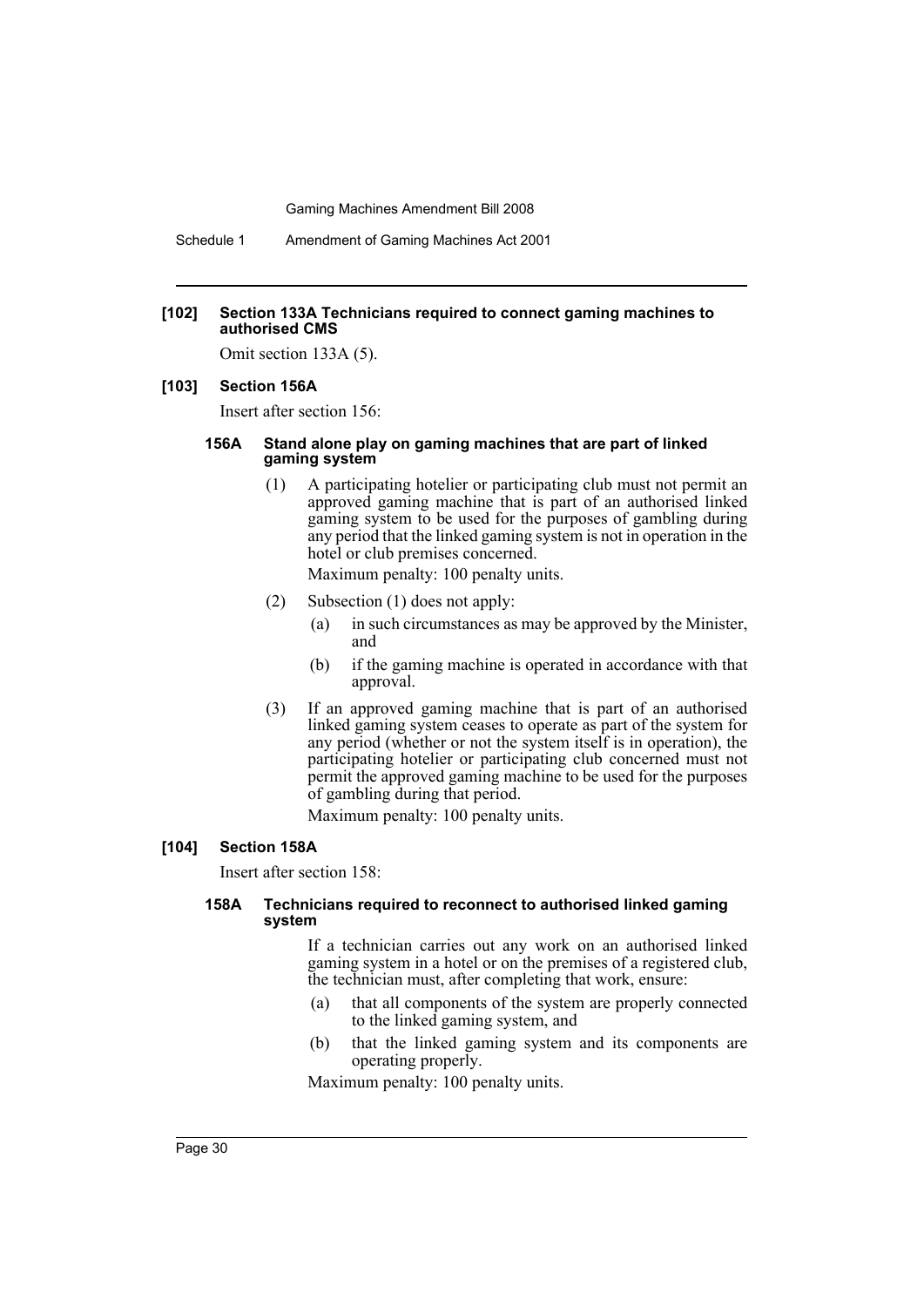**[102] Section 133A Technicians required to connect gaming machines to authorised CMS**

Omit section 133A (5).

**[103] Section 156A**

Insert after section 156:

**156A Stand alone play on gaming machines that are part of linked gaming system**

(1) A participating hotelier or participating club must not permit an approved gaming machine that is part of an authorised linked gaming system to be used for the purposes of gambling during any period that the linked gaming system is not in operation in the hotel or club premises concerned.

Maximum penalty: 100 penalty units.

(2) Subsection (1) does not apply:

(a) in such circumstances as may be approved by the Minister, and

(b) if the gaming machine is operated in accordance with that approval.

(3) If an approved gaming machine that is part of an authorised linked gaming system ceases to operate as part of the system for any period (whether or not the system itself is in operation), the participating hotelier or participating club concerned must not permit the approved gaming machine to be used for the purposes of gambling during that period.

Maximum penalty: 100 penalty units.

**[104] Section 158A**

Insert after section 158:

**158A Technicians required to reconnect to authorised linked gaming system**

If a technician carries out any work on an authorised linked gaming system in a hotel or on the premises of a registered club, the technician must, after completing that work, ensure:

(a) that all components of the system are properly connected to the linked gaming system, and

(b) that the linked gaming system and its components are operating properly.

Maximum penalty: 100 penalty units.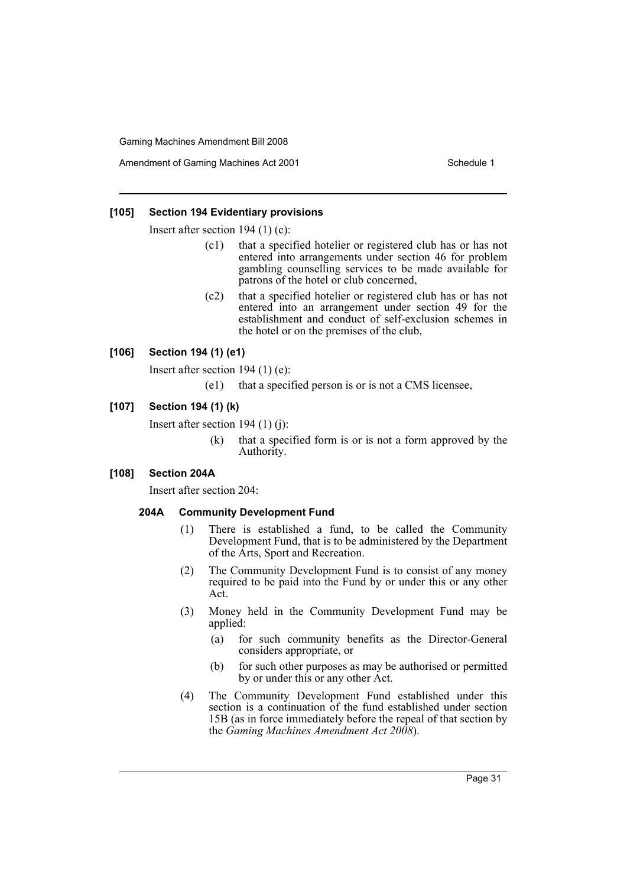### [105] Section 194 Evidentiary provisions

Insert after section 194 (1) (c):

> (c1) that a specified hotelier or registered club has or has not entered into arrangements under section 46 for problem gambling counselling services to be made available for patrons of the hotel or club concerned,
>
> (c2) that a specified hotelier or registered club has or has not entered into an arrangement under section 49 for the establishment and conduct of self-exclusion schemes in the hotel or on the premises of the club,

### [106] Section 194 (1) (e1)

Insert after section 194 (1) (e):

> (e1) that a specified person is or is not a CMS licensee,

### [107] Section 194 (1) (k)

Insert after section 194 (1) (j):

> (k) that a specified form is or is not a form approved by the Authority.

### [108] Section 204A

Insert after section 204:

#### 204A Community Development Fund

(1) There is established a fund, to be called the Community Development Fund, that is to be administered by the Department of the Arts, Sport and Recreation.

(2) The Community Development Fund is to consist of any money required to be paid into the Fund by or under this or any other Act.

(3) Money held in the Community Development Fund may be applied:

- (a) for such community benefits as the Director-General considers appropriate, or
- (b) for such other purposes as may be authorised or permitted by or under this or any other Act.

(4) The Community Development Fund established under this section is a continuation of the fund established under section 15B (as in force immediately before the repeal of that section by the *Gaming Machines Amendment Act 2008*).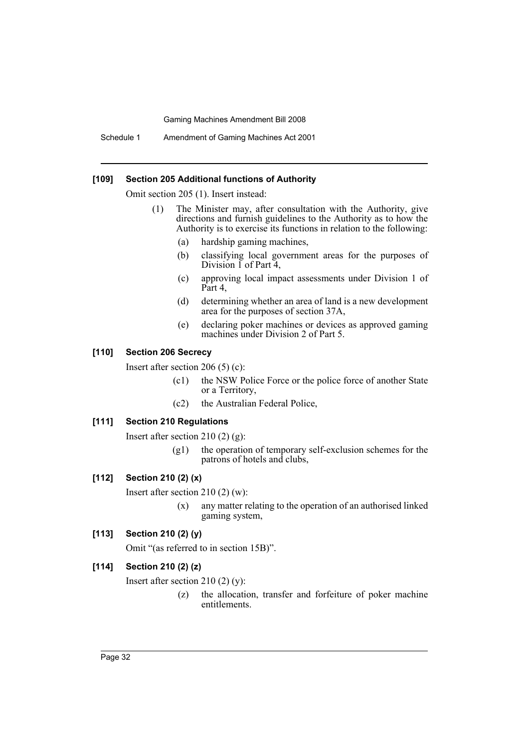#### [109] Section 205 Additional functions of Authority

Omit section 205 (1). Insert instead:

(1) The Minister may, after consultation with the Authority, give directions and furnish guidelines to the Authority as to how the Authority is to exercise its functions in relation to the following:

- (a) hardship gaming machines,
- (b) classifying local government areas for the purposes of Division 1 of Part 4,
- (c) approving local impact assessments under Division 1 of Part 4,
- (d) determining whether an area of land is a new development area for the purposes of section 37A,
- (e) declaring poker machines or devices as approved gaming machines under Division 2 of Part 5.

#### [110] Section 206 Secrecy

Insert after section 206 (5) (c):

- (c1) the NSW Police Force or the police force of another State or a Territory,
- (c2) the Australian Federal Police,

#### [111] Section 210 Regulations

Insert after section 210 (2) (g):

- (g1) the operation of temporary self-exclusion schemes for the patrons of hotels and clubs,

#### [112] Section 210 (2) (x)

Insert after section 210 (2) (w):

- (x) any matter relating to the operation of an authorised linked gaming system,

#### [113] Section 210 (2) (y)

Omit "(as referred to in section 15B)".

#### [114] Section 210 (2) (z)

Insert after section 210 (2) (y):

- (z) the allocation, transfer and forfeiture of poker machine entitlements.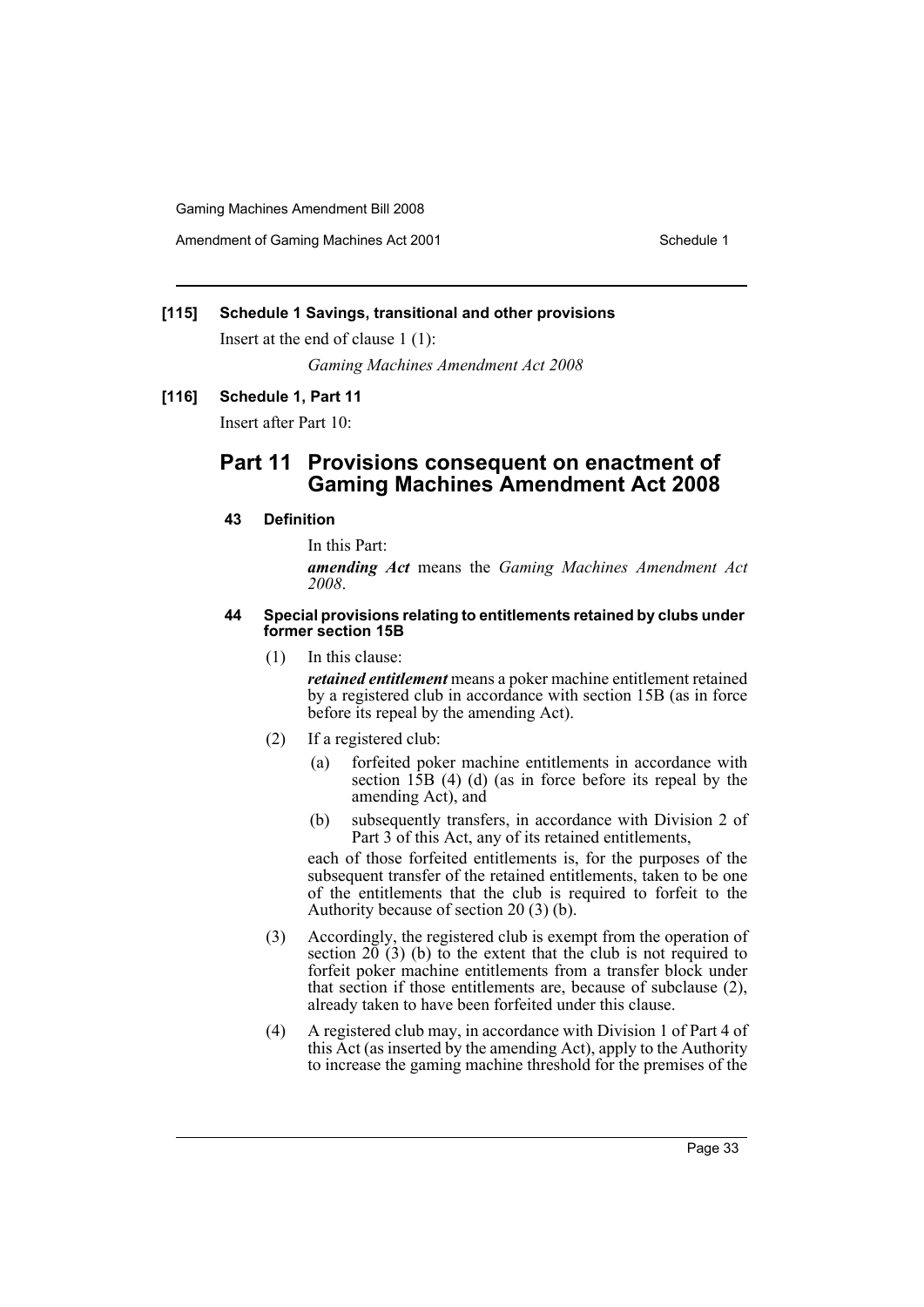**[115] Schedule 1 Savings, transitional and other provisions**

Insert at the end of clause 1 (1):

*Gaming Machines Amendment Act 2008*

**[116] Schedule 1, Part 11**

Insert after Part 10:

## Part 11 Provisions consequent on enactment of Gaming Machines Amendment Act 2008

### 43 Definition

In this Part:

***amending Act*** means the *Gaming Machines Amendment Act 2008*.

### 44 Special provisions relating to entitlements retained by clubs under former section 15B

(1) In this clause:

***retained entitlement*** means a poker machine entitlement retained by a registered club in accordance with section 15B (as in force before its repeal by the amending Act).

(2) If a registered club:

(a) forfeited poker machine entitlements in accordance with section 15B (4) (d) (as in force before its repeal by the amending Act), and

(b) subsequently transfers, in accordance with Division 2 of Part 3 of this Act, any of its retained entitlements,

each of those forfeited entitlements is, for the purposes of the subsequent transfer of the retained entitlements, taken to be one of the entitlements that the club is required to forfeit to the Authority because of section 20 (3) (b).

(3) Accordingly, the registered club is exempt from the operation of section 20 (3) (b) to the extent that the club is not required to forfeit poker machine entitlements from a transfer block under that section if those entitlements are, because of subclause (2), already taken to have been forfeited under this clause.

(4) A registered club may, in accordance with Division 1 of Part 4 of this Act (as inserted by the amending Act), apply to the Authority to increase the gaming machine threshold for the premises of the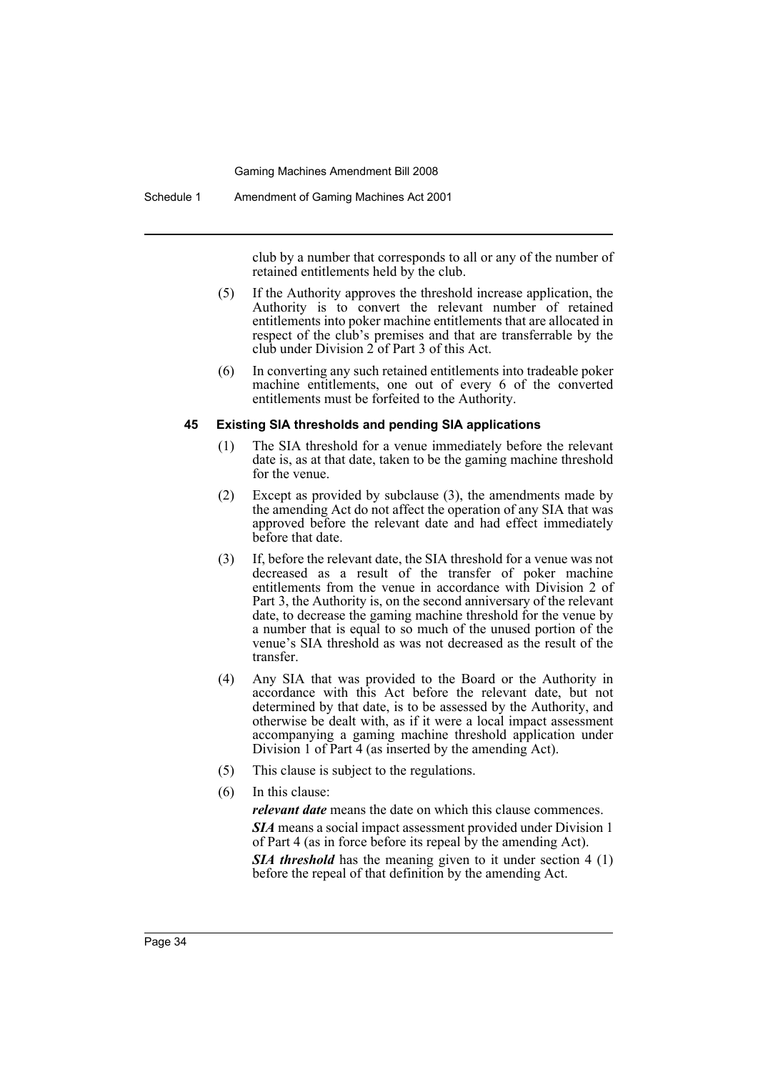club by a number that corresponds to all or any of the number of retained entitlements held by the club.

(5) If the Authority approves the threshold increase application, the Authority is to convert the relevant number of retained entitlements into poker machine entitlements that are allocated in respect of the club's premises and that are transferrable by the club under Division 2 of Part 3 of this Act.

(6) In converting any such retained entitlements into tradeable poker machine entitlements, one out of every 6 of the converted entitlements must be forfeited to the Authority.

### 45 Existing SIA thresholds and pending SIA applications

(1) The SIA threshold for a venue immediately before the relevant date is, as at that date, taken to be the gaming machine threshold for the venue.

(2) Except as provided by subclause (3), the amendments made by the amending Act do not affect the operation of any SIA that was approved before the relevant date and had effect immediately before that date.

(3) If, before the relevant date, the SIA threshold for a venue was not decreased as a result of the transfer of poker machine entitlements from the venue in accordance with Division 2 of Part 3, the Authority is, on the second anniversary of the relevant date, to decrease the gaming machine threshold for the venue by a number that is equal to so much of the unused portion of the venue's SIA threshold as was not decreased as the result of the transfer.

(4) Any SIA that was provided to the Board or the Authority in accordance with this Act before the relevant date, but not determined by that date, is to be assessed by the Authority, and otherwise be dealt with, as if it were a local impact assessment accompanying a gaming machine threshold application under Division 1 of Part 4 (as inserted by the amending Act).

(5) This clause is subject to the regulations.

(6) In this clause:

***relevant date*** means the date on which this clause commences.

***SIA*** means a social impact assessment provided under Division 1 of Part 4 (as in force before its repeal by the amending Act).

***SIA threshold*** has the meaning given to it under section 4 (1) before the repeal of that definition by the amending Act.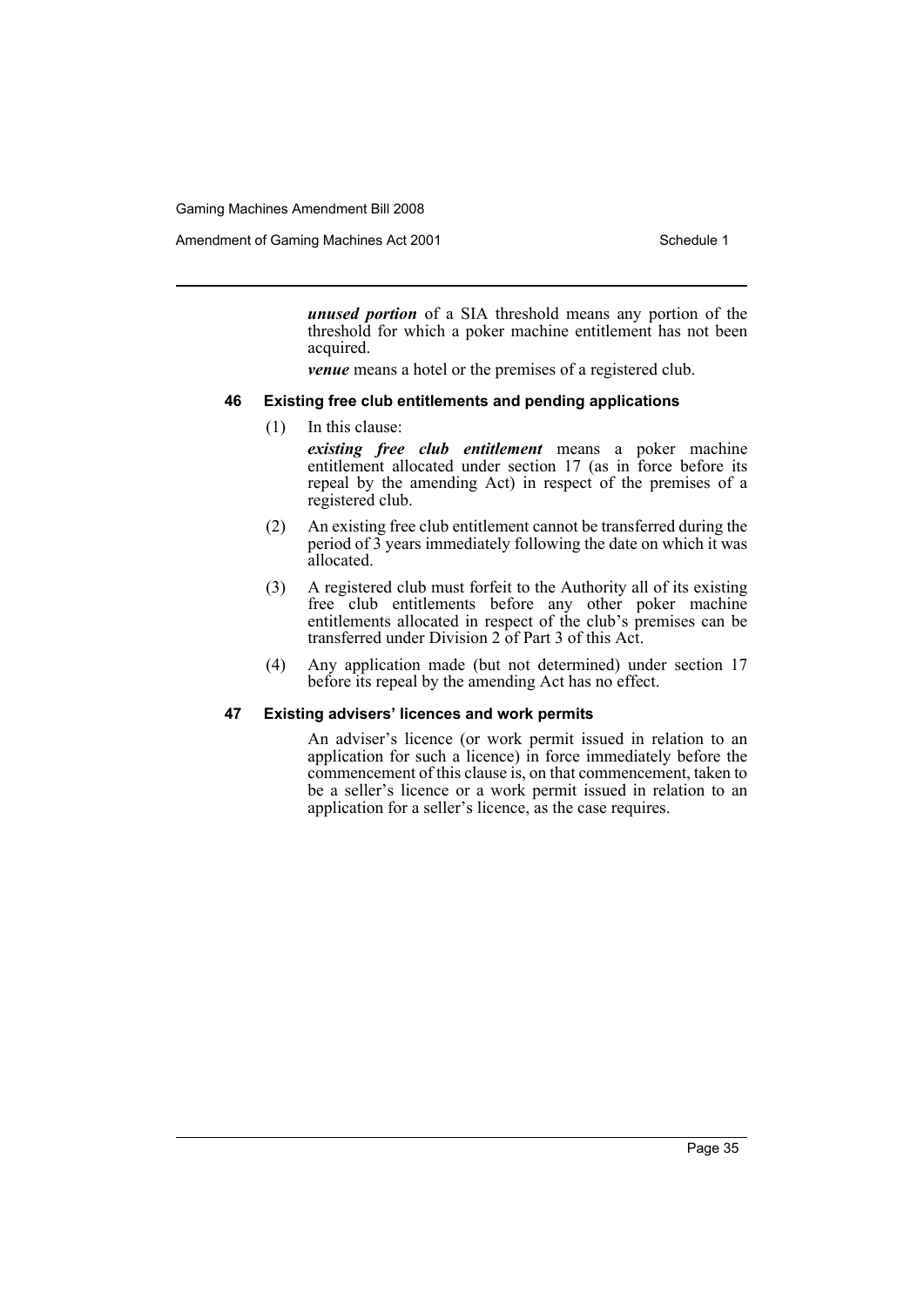***unused portion*** of a SIA threshold means any portion of the threshold for which a poker machine entitlement has not been acquired.

***venue*** means a hotel or the premises of a registered club.

**46 Existing free club entitlements and pending applications**

(1) In this clause:

***existing free club entitlement*** means a poker machine entitlement allocated under section 17 (as in force before its repeal by the amending Act) in respect of the premises of a registered club.

(2) An existing free club entitlement cannot be transferred during the period of 3 years immediately following the date on which it was allocated.

(3) A registered club must forfeit to the Authority all of its existing free club entitlements before any other poker machine entitlements allocated in respect of the club's premises can be transferred under Division 2 of Part 3 of this Act.

(4) Any application made (but not determined) under section 17 before its repeal by the amending Act has no effect.

**47 Existing advisers' licences and work permits**

An adviser's licence (or work permit issued in relation to an application for such a licence) in force immediately before the commencement of this clause is, on that commencement, taken to be a seller's licence or a work permit issued in relation to an application for a seller's licence, as the case requires.